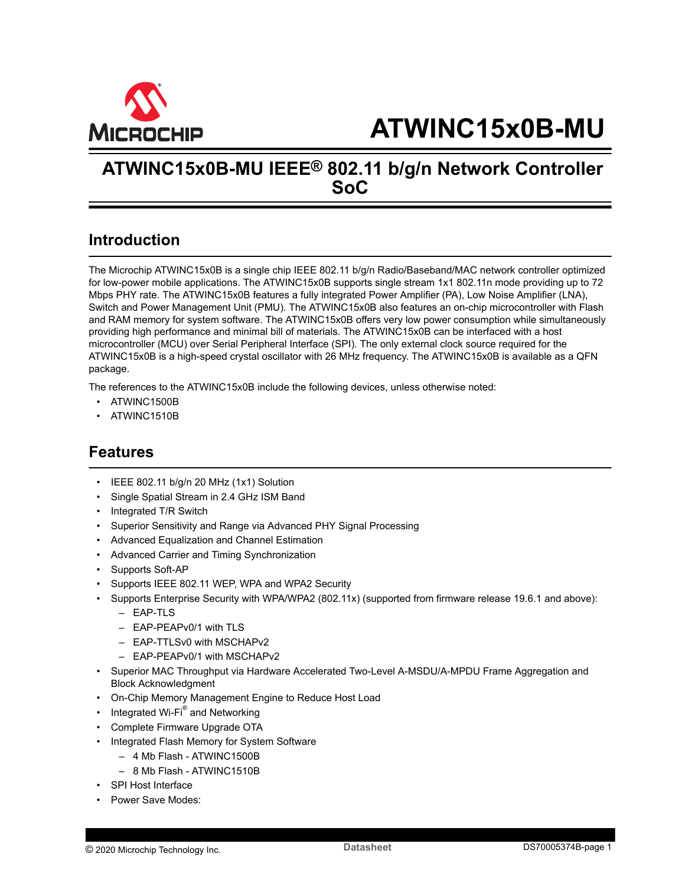# ATWINC15x0B-MU

## ATWINC15x0B-MU IEEE® 802.11 b/g/n Network Controller SoC

## Introduction

The Microchip ATWINC15x0B is a single chip IEEE 802.11 b/g/n Radio/Baseband/MAC network controller optimized for low-power mobile applications. The ATWINC15x0B supports single stream 1x1 802.11n mode providing up to 72 Mbps PHY rate. The ATWINC15x0B features a fully integrated Power Amplifier (PA), Low Noise Amplifier (LNA), Switch and Power Management Unit (PMU). The ATWINC15x0B also features an on-chip microcontroller with Flash and RAM memory for system software. The ATWINC15x0B offers very low power consumption while simultaneously providing high performance and minimal bill of materials. The ATWINC15x0B can be interfaced with a host microcontroller (MCU) over Serial Peripheral Interface (SPI). The only external clock source required for the ATWINC15x0B is a high-speed crystal oscillator with 26 MHz frequency. The ATWINC15x0B is available as a QFN package.

The references to the ATWINC15x0B include the following devices, unless otherwise noted:

- ATWINC1500B
- ATWINC1510B

## Features

- IEEE 802.11 b/g/n 20 MHz (1x1) Solution
- Single Spatial Stream in 2.4 GHz ISM Band
- Integrated T/R Switch
- Superior Sensitivity and Range via Advanced PHY Signal Processing
- Advanced Equalization and Channel Estimation
- Advanced Carrier and Timing Synchronization
- Supports Soft-AP
- Supports IEEE 802.11 WEP, WPA and WPA2 Security
- Supports Enterprise Security with WPA/WPA2 (802.11x) (supported from firmware release 19.6.1 and above):
  - EAP-TLS
  - EAP-PEAPv0/1 with TLS
  - EAP-TTLSv0 with MSCHAPv2
  - EAP-PEAPv0/1 with MSCHAPv2
- Superior MAC Throughput via Hardware Accelerated Two-Level A-MSDU/A-MPDU Frame Aggregation and Block Acknowledgment
- On-Chip Memory Management Engine to Reduce Host Load
- Integrated Wi-Fi® and Networking
- Complete Firmware Upgrade OTA
- Integrated Flash Memory for System Software
  - 4 Mb Flash - ATWINC1500B
  - 8 Mb Flash - ATWINC1510B
- SPI Host Interface
- Power Save Modes: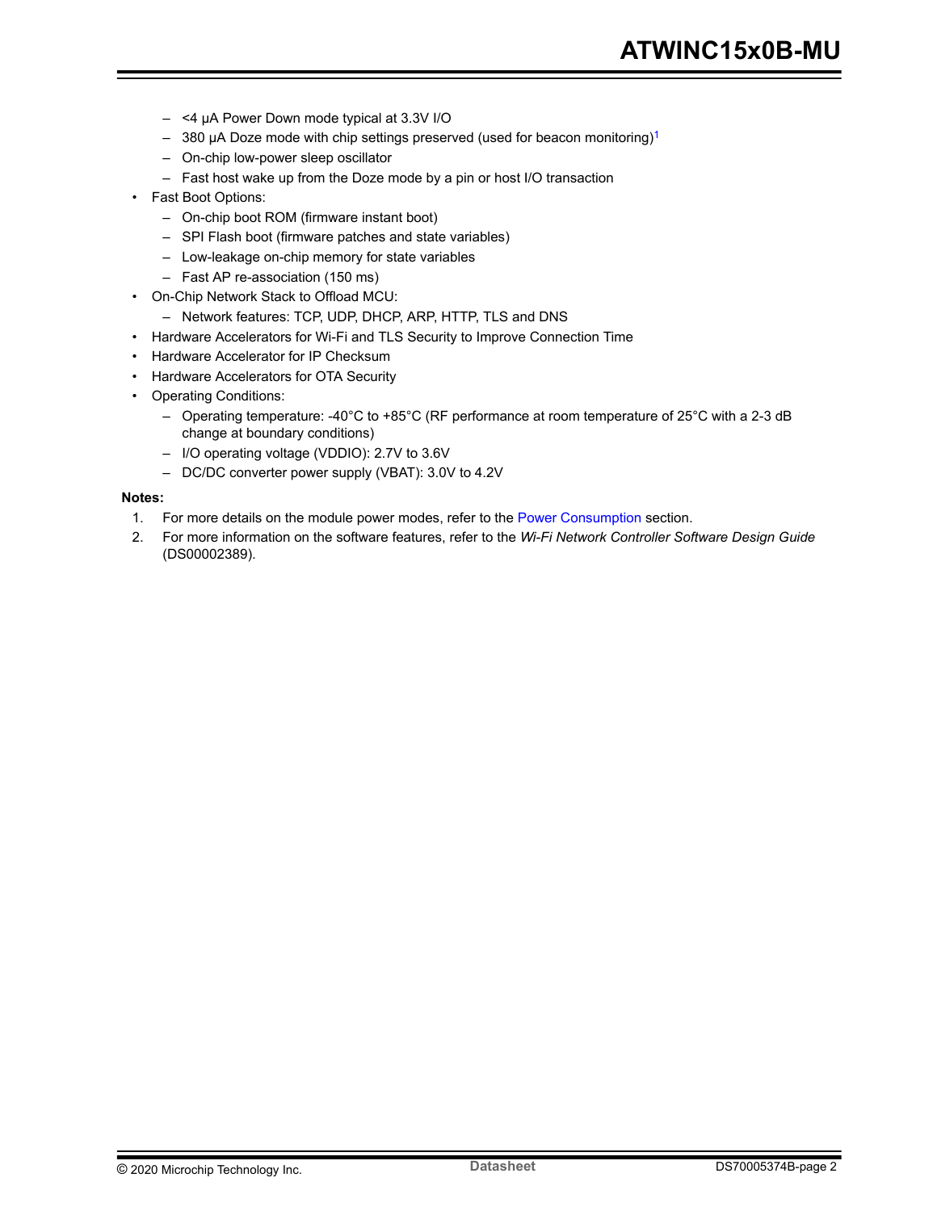- <4 µA Power Down mode typical at 3.3V I/O
  - 380 µA Doze mode with chip settings preserved (used for beacon monitoring)[1]
  - On-chip low-power sleep oscillator
  - Fast host wake up from the Doze mode by a pin or host I/O transaction
- Fast Boot Options:
  - On-chip boot ROM (firmware instant boot)
  - SPI Flash boot (firmware patches and state variables)
  - Low-leakage on-chip memory for state variables
  - Fast AP re-association (150 ms)
- On-Chip Network Stack to Offload MCU:
  - Network features: TCP, UDP, DHCP, ARP, HTTP, TLS and DNS
- Hardware Accelerators for Wi-Fi and TLS Security to Improve Connection Time
- Hardware Accelerator for IP Checksum
- Hardware Accelerators for OTA Security
- Operating Conditions:
  - Operating temperature: -40°C to +85°C (RF performance at room temperature of 25°C with a 2-3 dB change at boundary conditions)
  - I/O operating voltage (VDDIO): 2.7V to 3.6V
  - DC/DC converter power supply (VBAT): 3.0V to 4.2V

**Notes:**

1. For more details on the module power modes, refer to the Power Consumption section.
2. For more information on the software features, refer to the *Wi-Fi Network Controller Software Design Guide* (DS00002389).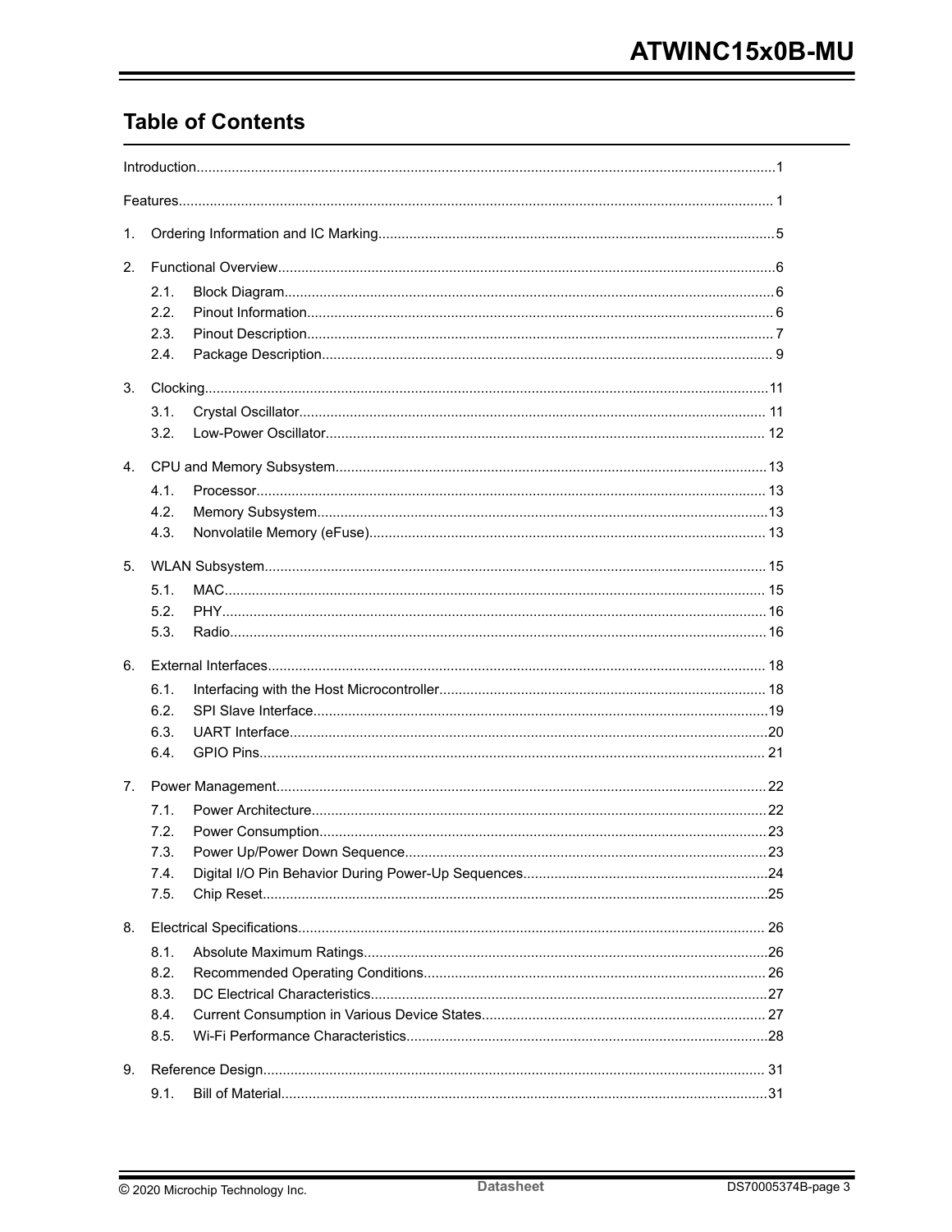## Table of Contents

Introduction......................................................................................................................................1

Features.............................................................................................................................................1

1. Ordering Information and IC Marking.........................................................................................5

2. Functional Overview......................................................................................................................6
   - 2.1. Block Diagram.....................................................................................................................6
   - 2.2. Pinout Information..............................................................................................................6
   - 2.3. Pinout Description..............................................................................................................7
   - 2.4. Package Description...........................................................................................................9

3. Clocking.........................................................................................................................................11
   - 3.1. Crystal Oscillator...............................................................................................................11
   - 3.2. Low-Power Oscillator........................................................................................................12

4. CPU and Memory Subsystem......................................................................................................13
   - 4.1. Processor...........................................................................................................................13
   - 4.2. Memory Subsystem...........................................................................................................13
   - 4.3. Nonvolatile Memory (eFuse)..............................................................................................13

5. WLAN Subsystem.........................................................................................................................15
   - 5.1. MAC...................................................................................................................................15
   - 5.2. PHY....................................................................................................................................16
   - 5.3. Radio..................................................................................................................................16

6. External Interfaces........................................................................................................................18
   - 6.1. Interfacing with the Host Microcontroller..........................................................................18
   - 6.2. SPI Slave Interface............................................................................................................19
   - 6.3. UART Interface..................................................................................................................20
   - 6.4. GPIO Pins..........................................................................................................................21

7. Power Management......................................................................................................................22
   - 7.1. Power Architecture.............................................................................................................22
   - 7.2. Power Consumption...........................................................................................................23
   - 7.3. Power Up/Power Down Sequence.....................................................................................23
   - 7.4. Digital I/O Pin Behavior During Power-Up Sequences......................................................24
   - 7.5. Chip Reset..........................................................................................................................25

8. Electrical Specifications................................................................................................................26
   - 8.1. Absolute Maximum Ratings...............................................................................................26
   - 8.2. Recommended Operating Conditions................................................................................26
   - 8.3. DC Electrical Characteristics.............................................................................................27
   - 8.4. Current Consumption in Various Device States................................................................27
   - 8.5. Wi-Fi Performance Characteristics.....................................................................................28

9. Reference Design..........................................................................................................................31
   - 9.1. Bill of Material....................................................................................................................31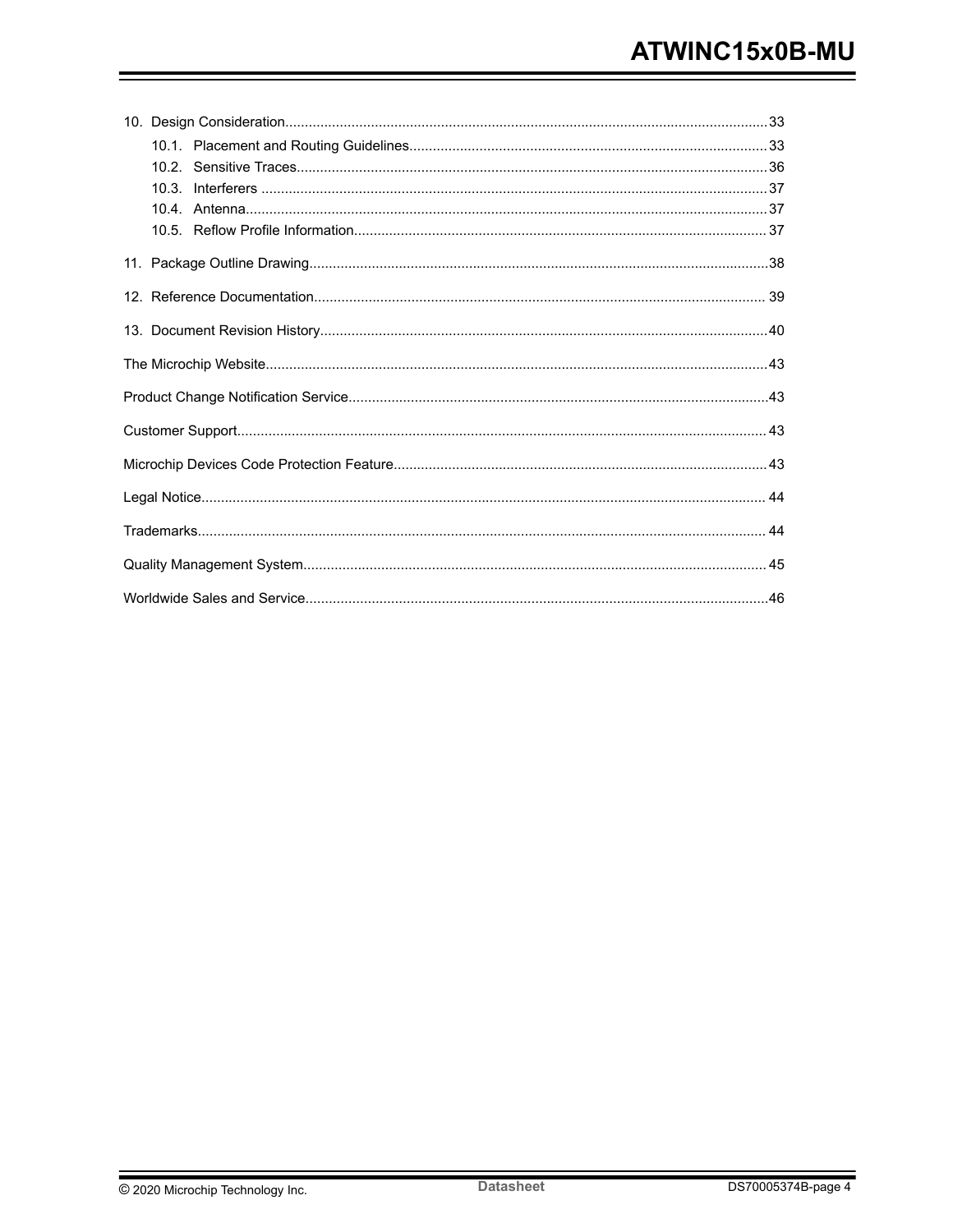10. Design Consideration....................................................................................................................33
    - 10.1. Placement and Routing Guidelines...........................................................................33
    - 10.2. Sensitive Traces........................................................................................................36
    - 10.3. Interferers .................................................................................................................37
    - 10.4. Antenna.....................................................................................................................37
    - 10.5. Reflow Profile Information.........................................................................................37

11. Package Outline Drawing..............................................................................................................38

12. Reference Documentation.............................................................................................................39

13. Document Revision History...........................................................................................................40

The Microchip Website......................................................................................................................43

Product Change Notification Service..................................................................................................43

Customer Support.............................................................................................................................43

Microchip Devices Code Protection Feature......................................................................................43

Legal Notice.......................................................................................................................................44

Trademarks.......................................................................................................................................44

Quality Management System.............................................................................................................45

Worldwide Sales and Service.............................................................................................................46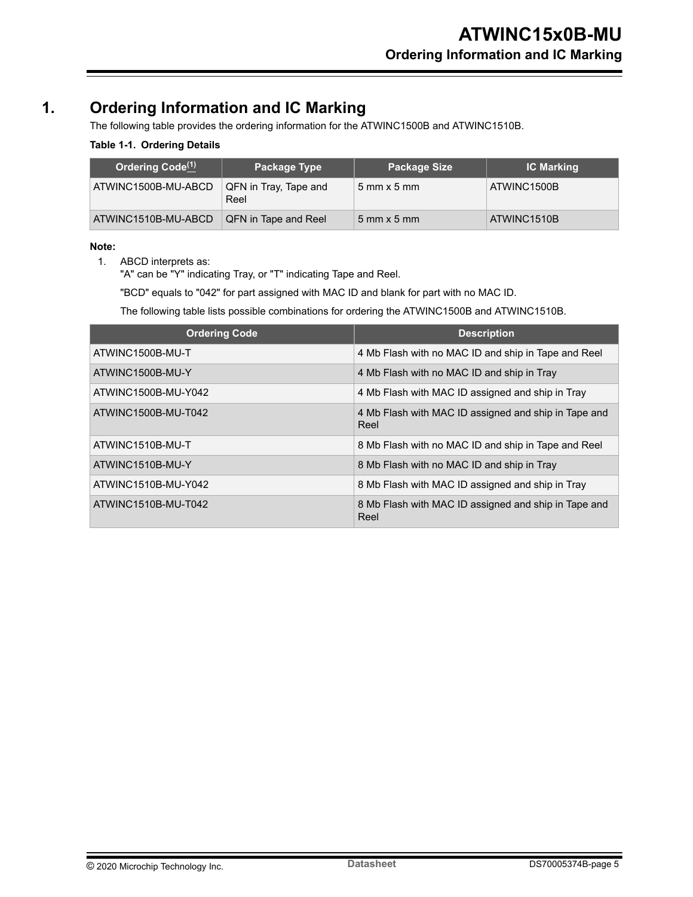# 1. Ordering Information and IC Marking

The following table provides the ordering information for the ATWINC1500B and ATWINC1510B.

**Table 1-1. Ordering Details**

| Ordering Code[(1)] | Package Type | Package Size | IC Marking |
|---|---|---|---|
| ATWINC1500B-MU-ABCD | QFN in Tray, Tape and Reel | 5 mm x 5 mm | ATWINC1500B |
| ATWINC1510B-MU-ABCD | QFN in Tape and Reel | 5 mm x 5 mm | ATWINC1510B |

**Note:**

1. ABCD interprets as:
   "A" can be "Y" indicating Tray, or "T" indicating Tape and Reel.

   "BCD" equals to "042" for part assigned with MAC ID and blank for part with no MAC ID.

   The following table lists possible combinations for ordering the ATWINC1500B and ATWINC1510B.

| Ordering Code | Description |
|---|---|
| ATWINC1500B-MU-T | 4 Mb Flash with no MAC ID and ship in Tape and Reel |
| ATWINC1500B-MU-Y | 4 Mb Flash with no MAC ID and ship in Tray |
| ATWINC1500B-MU-Y042 | 4 Mb Flash with MAC ID assigned and ship in Tray |
| ATWINC1500B-MU-T042 | 4 Mb Flash with MAC ID assigned and ship in Tape and Reel |
| ATWINC1510B-MU-T | 8 Mb Flash with no MAC ID and ship in Tape and Reel |
| ATWINC1510B-MU-Y | 8 Mb Flash with no MAC ID and ship in Tray |
| ATWINC1510B-MU-Y042 | 8 Mb Flash with MAC ID assigned and ship in Tray |
| ATWINC1510B-MU-T042 | 8 Mb Flash with MAC ID assigned and ship in Tape and Reel |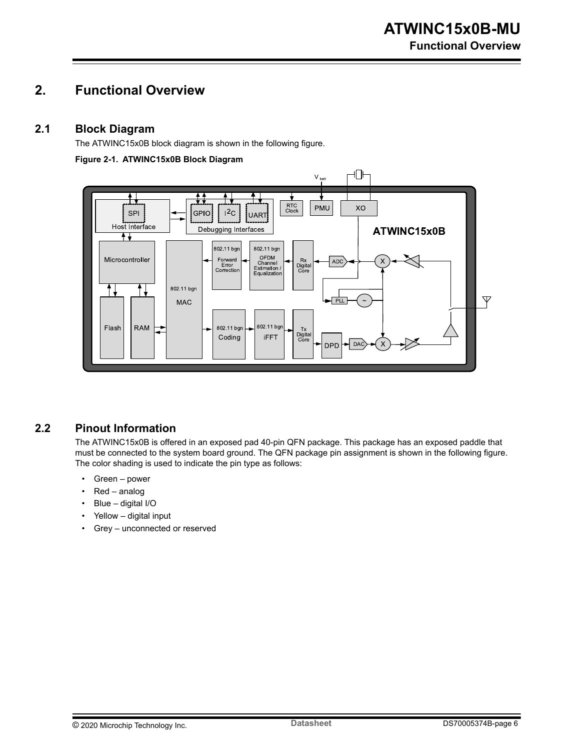# 2. Functional Overview

## 2.1 Block Diagram

The ATWINC15x0B block diagram is shown in the following figure.

**Figure 2-1. ATWINC15x0B Block Diagram**

## 2.2 Pinout Information

The ATWINC15x0B is offered in an exposed pad 40-pin QFN package. This package has an exposed paddle that must be connected to the system board ground. The QFN package pin assignment is shown in the following figure. The color shading is used to indicate the pin type as follows:

- Green – power
- Red – analog
- Blue – digital I/O
- Yellow – digital input
- Grey – unconnected or reserved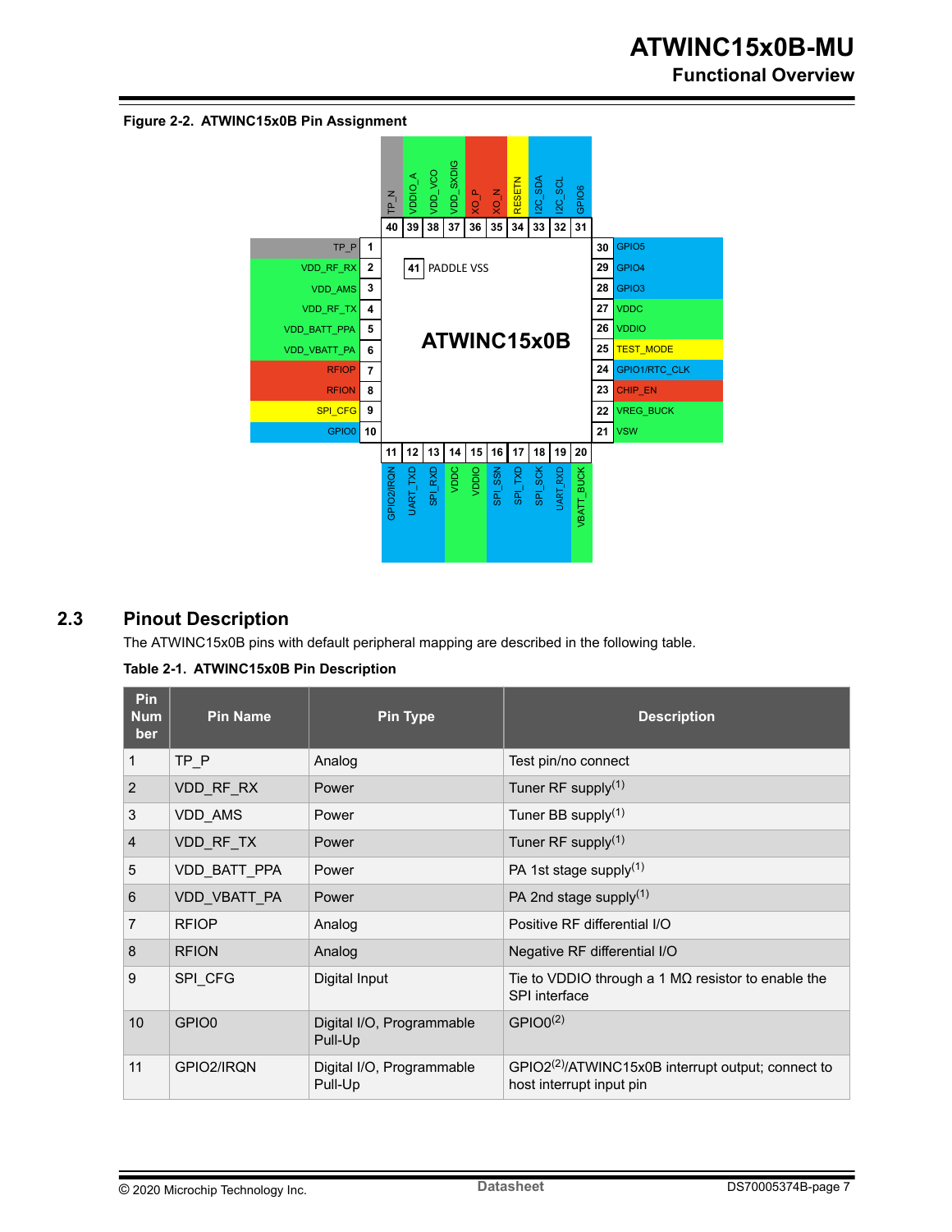**Figure 2-2. ATWINC15x0B Pin Assignment**

## 2.3 Pinout Description

The ATWINC15x0B pins with default peripheral mapping are described in the following table.

**Table 2-1. ATWINC15x0B Pin Description**

| Pin Number | Pin Name | Pin Type | Description |
|---|---|---|---|
| 1 | TP_P | Analog | Test pin/no connect |
| 2 | VDD_RF_RX | Power | Tuner RF supply(1) |
| 3 | VDD_AMS | Power | Tuner BB supply(1) |
| 4 | VDD_RF_TX | Power | Tuner RF supply(1) |
| 5 | VDD_BATT_PPA | Power | PA 1st stage supply(1) |
| 6 | VDD_VBATT_PA | Power | PA 2nd stage supply(1) |
| 7 | RFIOP | Analog | Positive RF differential I/O |
| 8 | RFION | Analog | Negative RF differential I/O |
| 9 | SPI_CFG | Digital Input | Tie to VDDIO through a 1 MΩ resistor to enable the SPI interface |
| 10 | GPIO0 | Digital I/O, Programmable Pull-Up | GPIO0(2) |
| 11 | GPIO2/IRQN | Digital I/O, Programmable Pull-Up | GPIO2(2)/ATWINC15x0B interrupt output; connect to host interrupt input pin |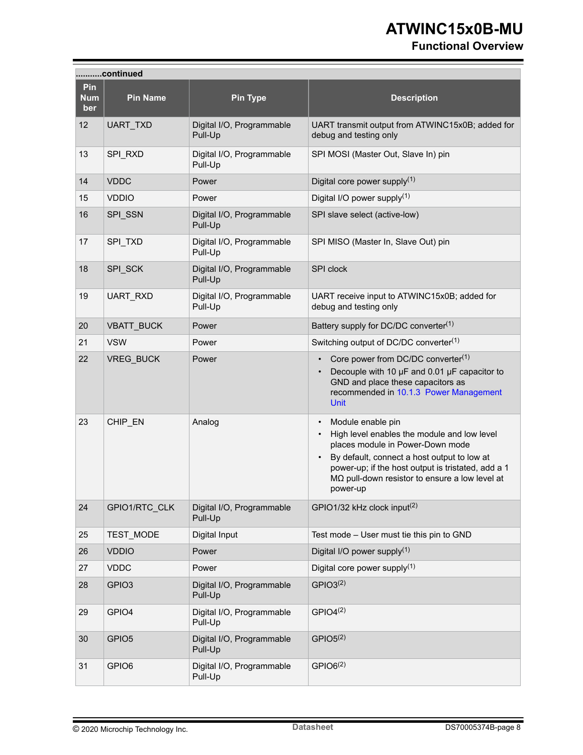...........continued

| Pin Number | Pin Name | Pin Type | Description |
|---|---|---|---|
| 12 | UART_TXD | Digital I/O, Programmable Pull-Up | UART transmit output from ATWINC15x0B; added for debug and testing only |
| 13 | SPI_RXD | Digital I/O, Programmable Pull-Up | SPI MOSI (Master Out, Slave In) pin |
| 14 | VDDC | Power | Digital core power supply(1) |
| 15 | VDDIO | Power | Digital I/O power supply(1) |
| 16 | SPI_SSN | Digital I/O, Programmable Pull-Up | SPI slave select (active-low) |
| 17 | SPI_TXD | Digital I/O, Programmable Pull-Up | SPI MISO (Master In, Slave Out) pin |
| 18 | SPI_SCK | Digital I/O, Programmable Pull-Up | SPI clock |
| 19 | UART_RXD | Digital I/O, Programmable Pull-Up | UART receive input to ATWINC15x0B; added for debug and testing only |
| 20 | VBATT_BUCK | Power | Battery supply for DC/DC converter(1) |
| 21 | VSW | Power | Switching output of DC/DC converter(1) |
| 22 | VREG_BUCK | Power | • Core power from DC/DC converter(1)<br>• Decouple with 10 µF and 0.01 µF capacitor to GND and place these capacitors as recommended in 10.1.3 Power Management Unit |
| 23 | CHIP_EN | Analog | • Module enable pin<br>• High level enables the module and low level places module in Power-Down mode<br>• By default, connect a host output to low at power-up; if the host output is tristated, add a 1 MΩ pull-down resistor to ensure a low level at power-up |
| 24 | GPIO1/RTC_CLK | Digital I/O, Programmable Pull-Up | GPIO1/32 kHz clock input(2) |
| 25 | TEST_MODE | Digital Input | Test mode – User must tie this pin to GND |
| 26 | VDDIO | Power | Digital I/O power supply(1) |
| 27 | VDDC | Power | Digital core power supply(1) |
| 28 | GPIO3 | Digital I/O, Programmable Pull-Up | GPIO3(2) |
| 29 | GPIO4 | Digital I/O, Programmable Pull-Up | GPIO4(2) |
| 30 | GPIO5 | Digital I/O, Programmable Pull-Up | GPIO5(2) |
| 31 | GPIO6 | Digital I/O, Programmable Pull-Up | GPIO6(2) |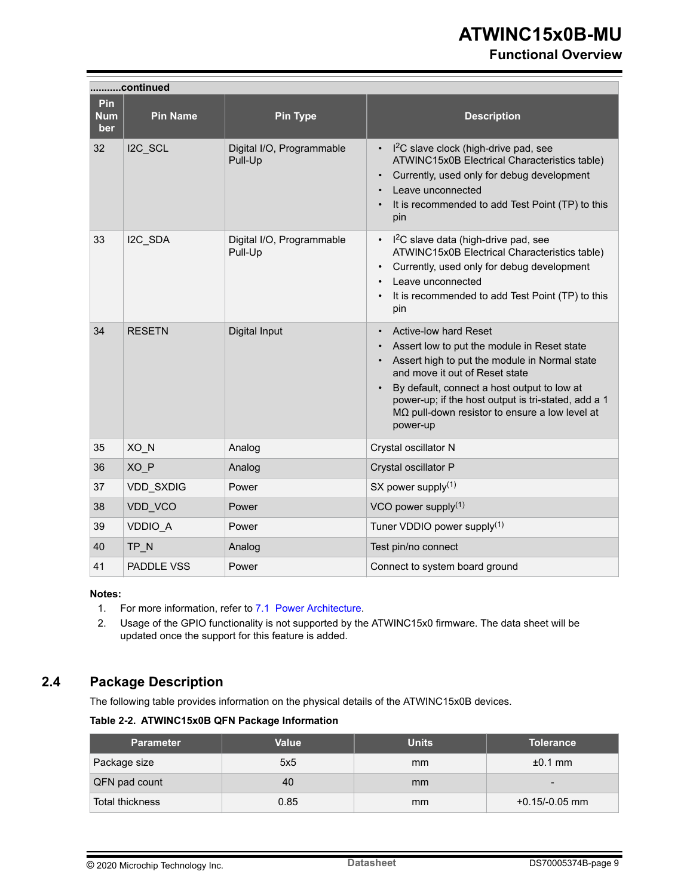...........continued

| Pin Number | Pin Name | Pin Type | Description |
|---|---|---|---|
| 32 | I2C_SCL | Digital I/O, Programmable Pull-Up | • $I^2C$ slave clock (high-drive pad, see ATWINC15x0B Electrical Characteristics table)<br>• Currently, used only for debug development<br>• Leave unconnected<br>• It is recommended to add Test Point (TP) to this pin |
| 33 | I2C_SDA | Digital I/O, Programmable Pull-Up | • $I^2C$ slave data (high-drive pad, see ATWINC15x0B Electrical Characteristics table)<br>• Currently, used only for debug development<br>• Leave unconnected<br>• It is recommended to add Test Point (TP) to this pin |
| 34 | RESETN | Digital Input | • Active-low hard Reset<br>• Assert low to put the module in Reset state<br>• Assert high to put the module in Normal state and move it out of Reset state<br>• By default, connect a host output to low at power-up; if the host output is tri-stated, add a 1 MΩ pull-down resistor to ensure a low level at power-up |
| 35 | XO_N | Analog | Crystal oscillator N |
| 36 | XO_P | Analog | Crystal oscillator P |
| 37 | VDD_SXDIG | Power | SX power supply(1) |
| 38 | VDD_VCO | Power | VCO power supply(1) |
| 39 | VDDIO_A | Power | Tuner VDDIO power supply(1) |
| 40 | TP_N | Analog | Test pin/no connect |
| 41 | PADDLE VSS | Power | Connect to system board ground |

**Notes:**

1. For more information, refer to 7.1 Power Architecture.
2. Usage of the GPIO functionality is not supported by the ATWINC15x0 firmware. The data sheet will be updated once the support for this feature is added.

## 2.4 Package Description

The following table provides information on the physical details of the ATWINC15x0B devices.

**Table 2-2. ATWINC15x0B QFN Package Information**

| Parameter | Value | Units | Tolerance |
|---|---|---|---|
| Package size | 5x5 | mm | ±0.1 mm |
| QFN pad count | 40 | mm | - |
| Total thickness | 0.85 | mm | +0.15/-0.05 mm |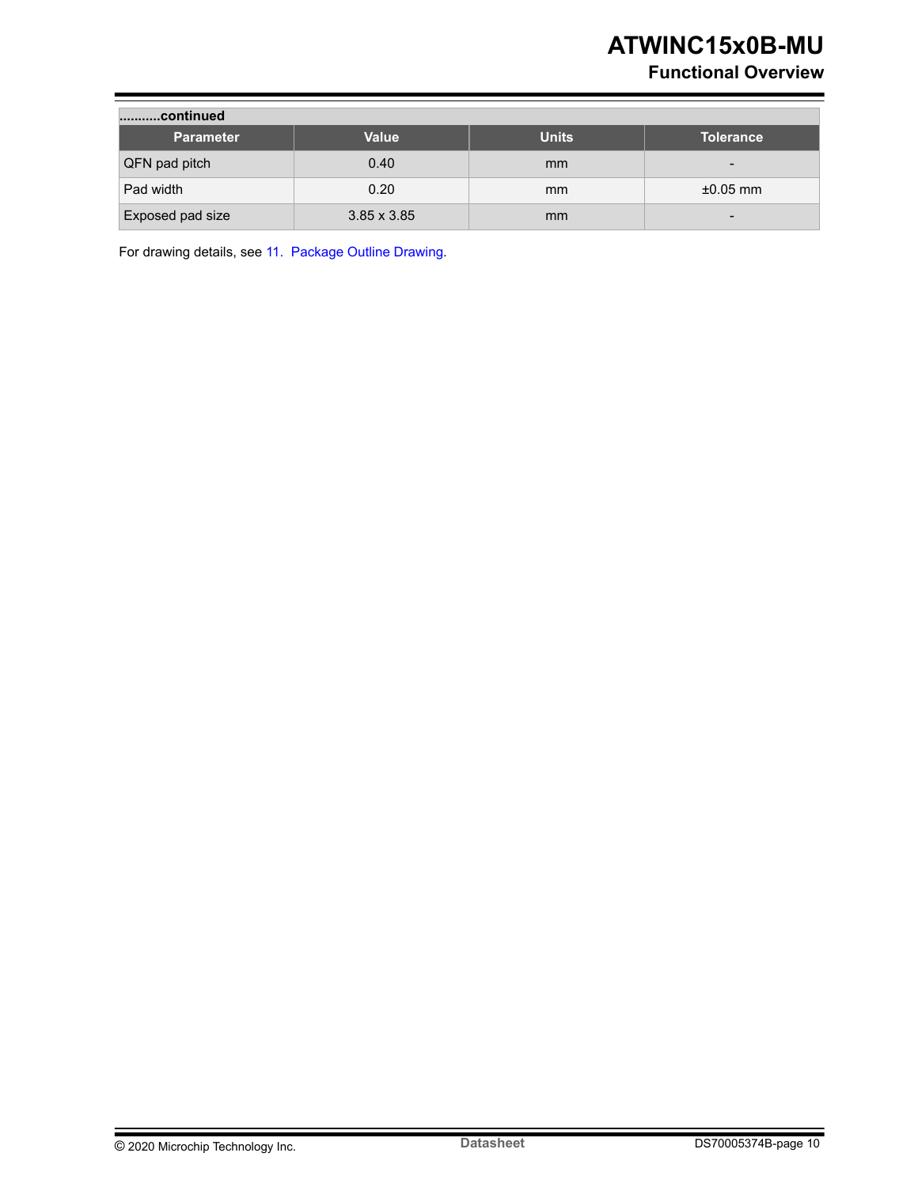..........continued

| Parameter | Value | Units | Tolerance |
|---|---|---|---|
| QFN pad pitch | 0.40 | mm | - |
| Pad width | 0.20 | mm | ±0.05 mm |
| Exposed pad size | 3.85 x 3.85 | mm | - |

For drawing details, see 11. Package Outline Drawing.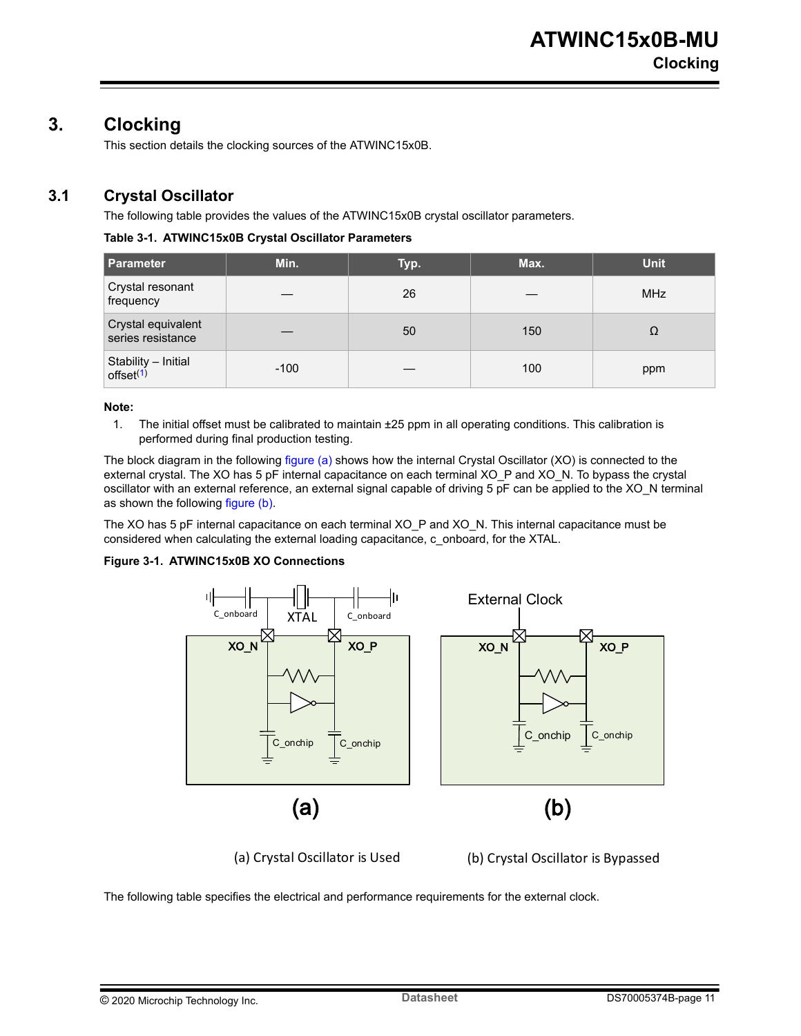# 3. Clocking

This section details the clocking sources of the ATWINC15x0B.

## 3.1 Crystal Oscillator

The following table provides the values of the ATWINC15x0B crystal oscillator parameters.

**Table 3-1. ATWINC15x0B Crystal Oscillator Parameters**

| Parameter | Min. | Typ. | Max. | Unit |
|---|---|---|---|---|
| Crystal resonant frequency | — | 26 | — | MHz |
| Crystal equivalent series resistance | — | 50 | 150 | Ω |
| Stability – Initial offset[1] | -100 | — | 100 | ppm |

**Note:**

1. The initial offset must be calibrated to maintain ±25 ppm in all operating conditions. This calibration is performed during final production testing.

The block diagram in the following figure (a) shows how the internal Crystal Oscillator (XO) is connected to the external crystal. The XO has 5 pF internal capacitance on each terminal XO_P and XO_N. To bypass the crystal oscillator with an external reference, an external signal capable of driving 5 pF can be applied to the XO_N terminal as shown the following figure (b).

The XO has 5 pF internal capacitance on each terminal XO_P and XO_N. This internal capacitance must be considered when calculating the external loading capacitance, c_onboard, for the XTAL.

**Figure 3-1. ATWINC15x0B XO Connections**

(a) Crystal Oscillator is Used (b) Crystal Oscillator is Bypassed

The following table specifies the electrical and performance requirements for the external clock.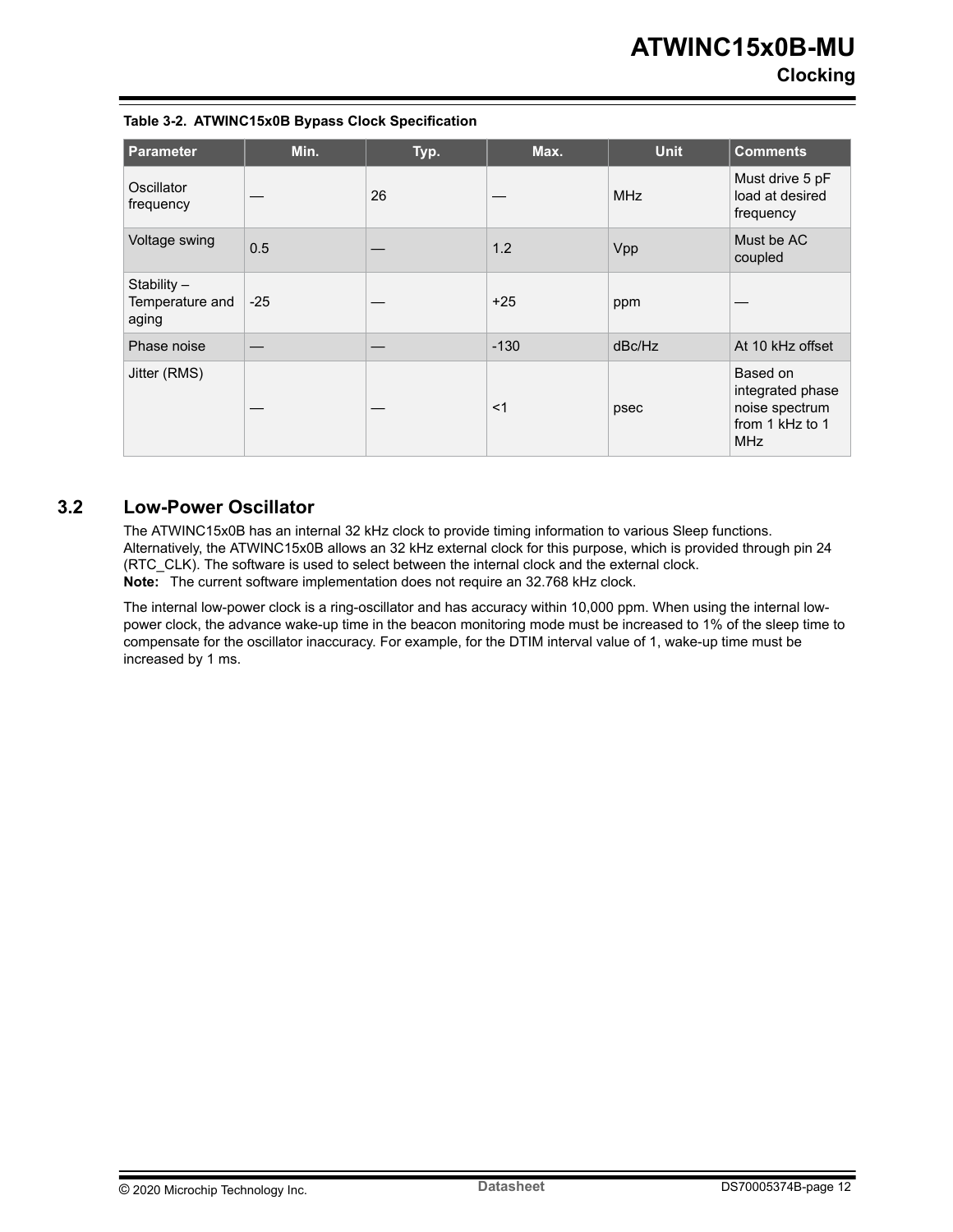**Table 3-2. ATWINC15x0B Bypass Clock Specification**

| Parameter | Min. | Typ. | Max. | Unit | Comments |
|---|---|---|---|---|---|
| Oscillator frequency | — | 26 | — | MHz | Must drive 5 pF load at desired frequency |
| Voltage swing | 0.5 | — | 1.2 | Vpp | Must be AC coupled |
| Stability – Temperature and aging | -25 | — | +25 | ppm | — |
| Phase noise | — | — | -130 | dBc/Hz | At 10 kHz offset |
| Jitter (RMS) | — | — | <1 | psec | Based on integrated phase noise spectrum from 1 kHz to 1 MHz |

## 3.2 Low-Power Oscillator

The ATWINC15x0B has an internal 32 kHz clock to provide timing information to various Sleep functions. Alternatively, the ATWINC15x0B allows an 32 kHz external clock for this purpose, which is provided through pin 24 (RTC_CLK). The software is used to select between the internal clock and the external clock.

**Note:** The current software implementation does not require an 32.768 kHz clock.

The internal low-power clock is a ring-oscillator and has accuracy within 10,000 ppm. When using the internal low-power clock, the advance wake-up time in the beacon monitoring mode must be increased to 1% of the sleep time to compensate for the oscillator inaccuracy. For example, for the DTIM interval value of 1, wake-up time must be increased by 1 ms.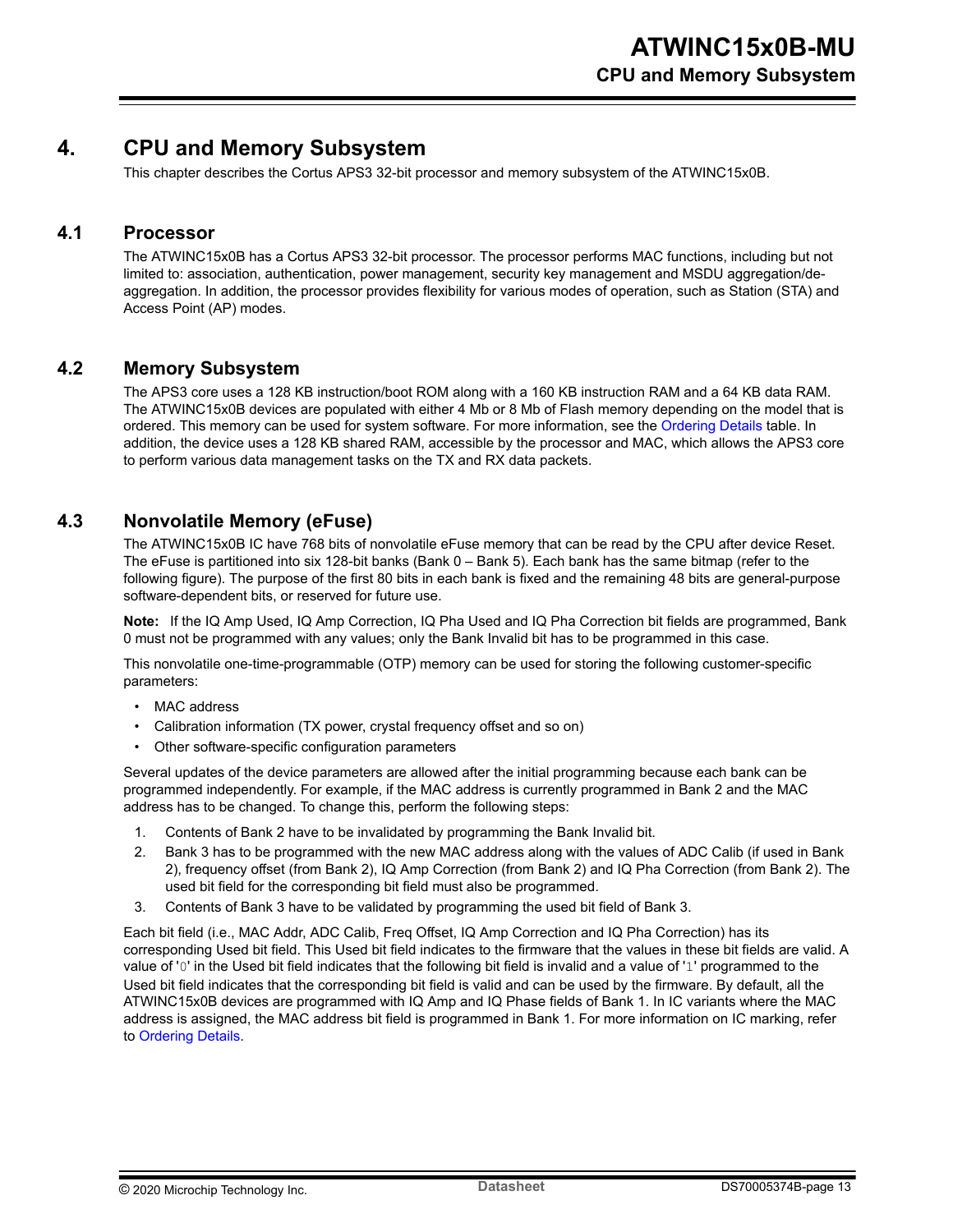# 4. CPU and Memory Subsystem

This chapter describes the Cortus APS3 32-bit processor and memory subsystem of the ATWINC15x0B.

## 4.1 Processor

The ATWINC15x0B has a Cortus APS3 32-bit processor. The processor performs MAC functions, including but not limited to: association, authentication, power management, security key management and MSDU aggregation/de-aggregation. In addition, the processor provides flexibility for various modes of operation, such as Station (STA) and Access Point (AP) modes.

## 4.2 Memory Subsystem

The APS3 core uses a 128 KB instruction/boot ROM along with a 160 KB instruction RAM and a 64 KB data RAM. The ATWINC15x0B devices are populated with either 4 Mb or 8 Mb of Flash memory depending on the model that is ordered. This memory can be used for system software. For more information, see the Ordering Details table. In addition, the device uses a 128 KB shared RAM, accessible by the processor and MAC, which allows the APS3 core to perform various data management tasks on the TX and RX data packets.

## 4.3 Nonvolatile Memory (eFuse)

The ATWINC15x0B IC have 768 bits of nonvolatile eFuse memory that can be read by the CPU after device Reset. The eFuse is partitioned into six 128-bit banks (Bank 0 – Bank 5). Each bank has the same bitmap (refer to the following figure). The purpose of the first 80 bits in each bank is fixed and the remaining 48 bits are general-purpose software-dependent bits, or reserved for future use.

**Note:** If the IQ Amp Used, IQ Amp Correction, IQ Pha Used and IQ Pha Correction bit fields are programmed, Bank 0 must not be programmed with any values; only the Bank Invalid bit has to be programmed in this case.

This nonvolatile one-time-programmable (OTP) memory can be used for storing the following customer-specific parameters:

- MAC address
- Calibration information (TX power, crystal frequency offset and so on)
- Other software-specific configuration parameters

Several updates of the device parameters are allowed after the initial programming because each bank can be programmed independently. For example, if the MAC address is currently programmed in Bank 2 and the MAC address has to be changed. To change this, perform the following steps:

1. Contents of Bank 2 have to be invalidated by programming the Bank Invalid bit.
2. Bank 3 has to be programmed with the new MAC address along with the values of ADC Calib (if used in Bank 2), frequency offset (from Bank 2), IQ Amp Correction (from Bank 2) and IQ Pha Correction (from Bank 2). The used bit field for the corresponding bit field must also be programmed.
3. Contents of Bank 3 have to be validated by programming the used bit field of Bank 3.

Each bit field (i.e., MAC Addr, ADC Calib, Freq Offset, IQ Amp Correction and IQ Pha Correction) has its corresponding Used bit field. This Used bit field indicates to the firmware that the values in these bit fields are valid. A value of '0' in the Used bit field indicates that the following bit field is invalid and a value of '1' programmed to the Used bit field indicates that the corresponding bit field is valid and can be used by the firmware. By default, all the ATWINC15x0B devices are programmed with IQ Amp and IQ Phase fields of Bank 1. In IC variants where the MAC address is assigned, the MAC address bit field is programmed in Bank 1. For more information on IC marking, refer to Ordering Details.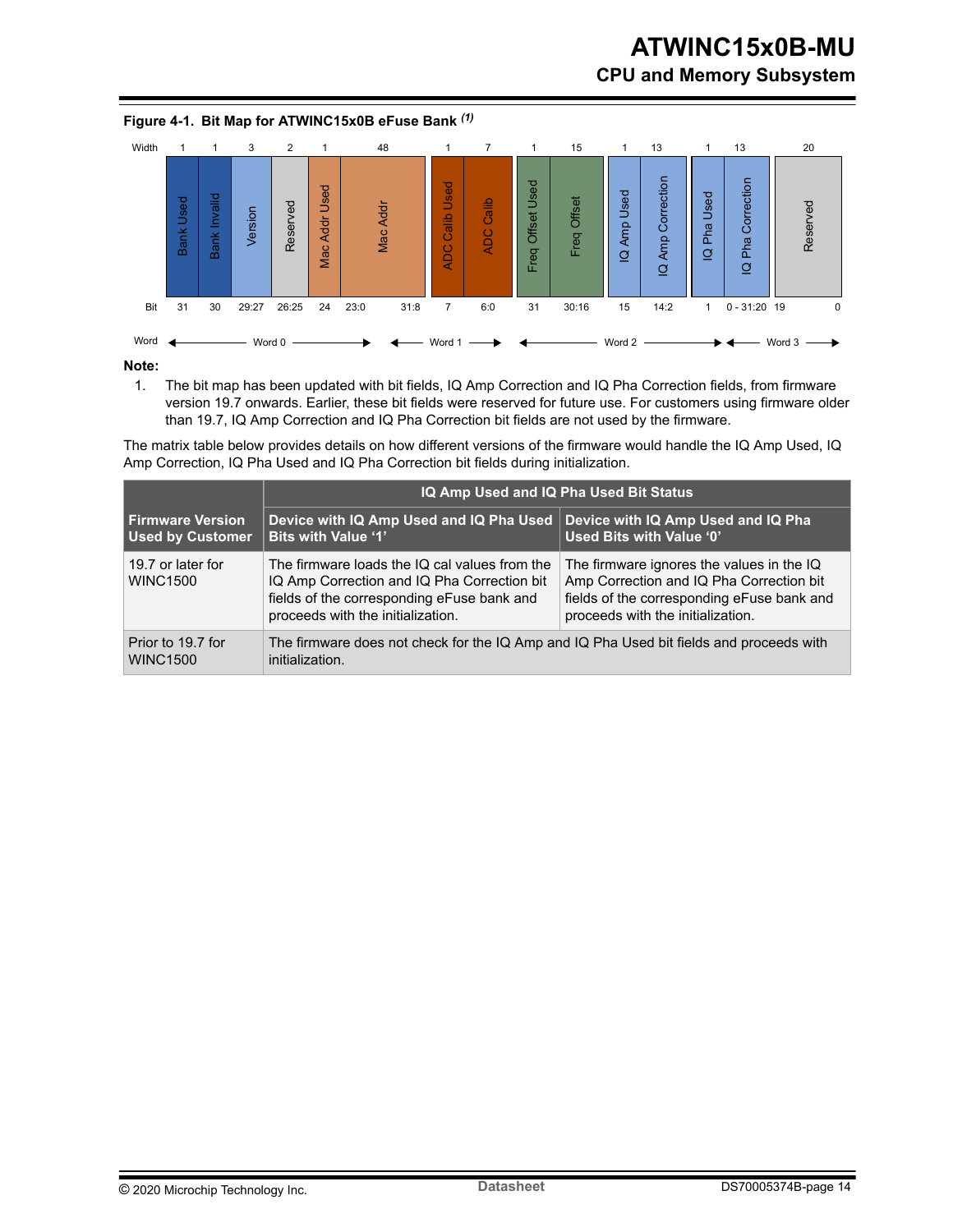**Figure 4-1. Bit Map for ATWINC15x0B eFuse Bank** [(1)]

| Field | Width | Bit | Word |
|---|---|---|---|
| Bank Used | 1 | 31 | Word 0 |
| Bank Invalid | 1 | 30 | Word 0 |
| Version | 3 | 29:27 | Word 0 |
| Reserved | 2 | 26:25 | Word 0 |
| Mac Addr Used | 1 | 24 | Word 0 |
| Mac Addr | 48 | 23:0 / 31:8 | Word 0 / Word 1 |
| ADC Calib Used | 1 | 7 | Word 1 |
| ADC Calib | 7 | 6:0 | Word 1 |
| Freq Offset Used | 1 | 31 | Word 2 |
| Freq Offset | 15 | 30:16 | Word 2 |
| IQ Amp Used | 1 | 15 | Word 2 |
| IQ Amp Correction | 13 | 14:2 | Word 2 |
| IQ Pha Used | 1 | 1 | Word 2 |
| IQ Pha Correction | 13 | 0 - 31:20 | Word 2 / Word 3 |
| Reserved | 20 | 19 - 0 | Word 3 |

**Note:**

1. The bit map has been updated with bit fields, IQ Amp Correction and IQ Pha Correction fields, from firmware version 19.7 onwards. Earlier, these bit fields were reserved for future use. For customers using firmware older than 19.7, IQ Amp Correction and IQ Pha Correction bit fields are not used by the firmware.

The matrix table below provides details on how different versions of the firmware would handle the IQ Amp Used, IQ Amp Correction, IQ Pha Used and IQ Pha Correction bit fields during initialization.

| Firmware Version Used by Customer | IQ Amp Used and IQ Pha Used Bit Status: Device with IQ Amp Used and IQ Pha Used Bits with Value '1' | IQ Amp Used and IQ Pha Used Bit Status: Device with IQ Amp Used and IQ Pha Used Bits with Value '0' |
|---|---|---|
| 19.7 or later for WINC1500 | The firmware loads the IQ cal values from the IQ Amp Correction and IQ Pha Correction bit fields of the corresponding eFuse bank and proceeds with the initialization. | The firmware ignores the values in the IQ Amp Correction and IQ Pha Correction bit fields of the corresponding eFuse bank and proceeds with the initialization. |
| Prior to 19.7 for WINC1500 | The firmware does not check for the IQ Amp and IQ Pha Used bit fields and proceeds with initialization. | |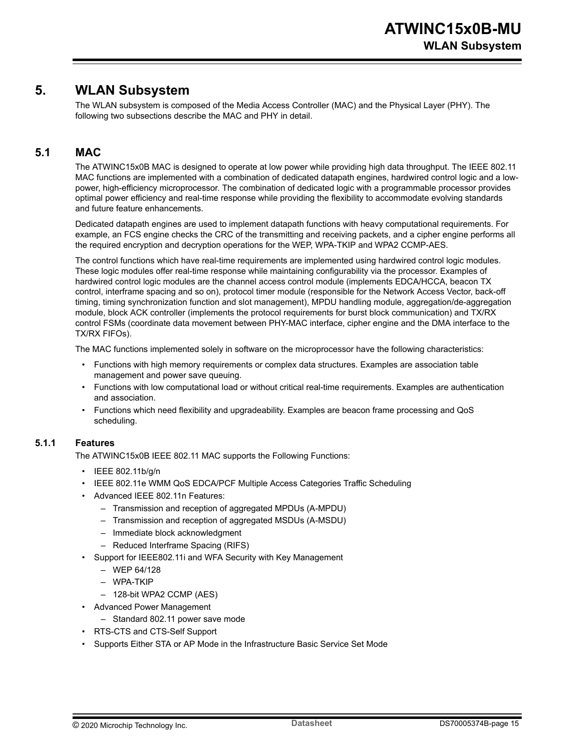# 5. WLAN Subsystem

The WLAN subsystem is composed of the Media Access Controller (MAC) and the Physical Layer (PHY). The following two subsections describe the MAC and PHY in detail.

## 5.1 MAC

The ATWINC15x0B MAC is designed to operate at low power while providing high data throughput. The IEEE 802.11 MAC functions are implemented with a combination of dedicated datapath engines, hardwired control logic and a low-power, high-efficiency microprocessor. The combination of dedicated logic with a programmable processor provides optimal power efficiency and real-time response while providing the flexibility to accommodate evolving standards and future feature enhancements.

Dedicated datapath engines are used to implement datapath functions with heavy computational requirements. For example, an FCS engine checks the CRC of the transmitting and receiving packets, and a cipher engine performs all the required encryption and decryption operations for the WEP, WPA-TKIP and WPA2 CCMP-AES.

The control functions which have real-time requirements are implemented using hardwired control logic modules. These logic modules offer real-time response while maintaining configurability via the processor. Examples of hardwired control logic modules are the channel access control module (implements EDCA/HCCA, beacon TX control, interframe spacing and so on), protocol timer module (responsible for the Network Access Vector, back-off timing, timing synchronization function and slot management), MPDU handling module, aggregation/de-aggregation module, block ACK controller (implements the protocol requirements for burst block communication) and TX/RX control FSMs (coordinate data movement between PHY-MAC interface, cipher engine and the DMA interface to the TX/RX FIFOs).

The MAC functions implemented solely in software on the microprocessor have the following characteristics:

- Functions with high memory requirements or complex data structures. Examples are association table management and power save queuing.
- Functions with low computational load or without critical real-time requirements. Examples are authentication and association.
- Functions which need flexibility and upgradeability. Examples are beacon frame processing and QoS scheduling.

### 5.1.1 Features

The ATWINC15x0B IEEE 802.11 MAC supports the Following Functions:

- IEEE 802.11b/g/n
- IEEE 802.11e WMM QoS EDCA/PCF Multiple Access Categories Traffic Scheduling
- Advanced IEEE 802.11n Features:
  - Transmission and reception of aggregated MPDUs (A-MPDU)
  - Transmission and reception of aggregated MSDUs (A-MSDU)
  - Immediate block acknowledgment
  - Reduced Interframe Spacing (RIFS)
- Support for IEEE802.11i and WFA Security with Key Management
  - WEP 64/128
  - WPA-TKIP
  - 128-bit WPA2 CCMP (AES)
- Advanced Power Management
  - Standard 802.11 power save mode
- RTS-CTS and CTS-Self Support
- Supports Either STA or AP Mode in the Infrastructure Basic Service Set Mode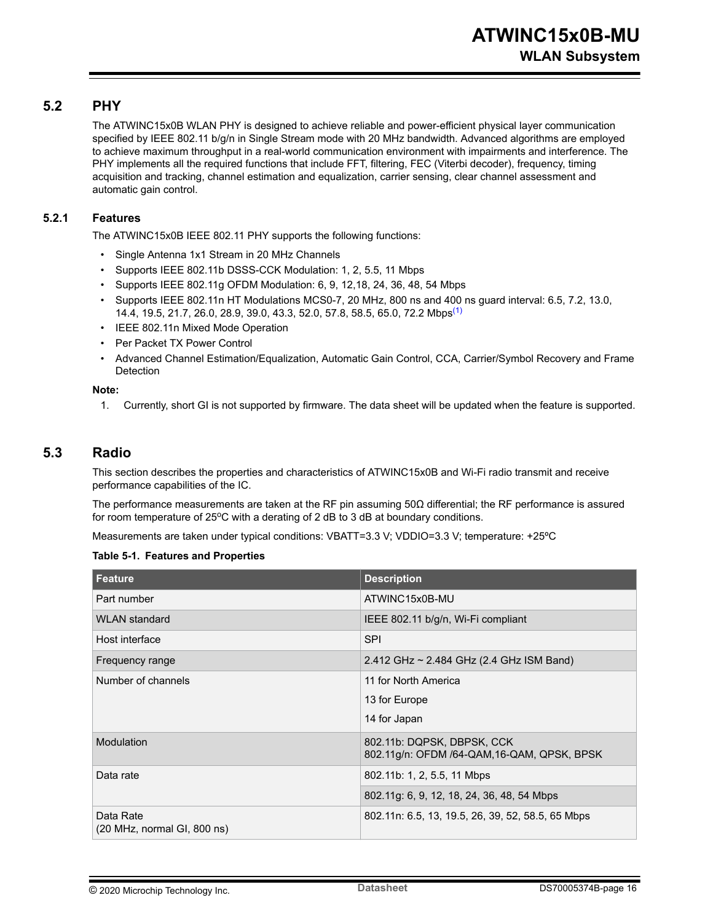## 5.2 PHY

The ATWINC15x0B WLAN PHY is designed to achieve reliable and power-efficient physical layer communication specified by IEEE 802.11 b/g/n in Single Stream mode with 20 MHz bandwidth. Advanced algorithms are employed to achieve maximum throughput in a real-world communication environment with impairments and interference. The PHY implements all the required functions that include FFT, filtering, FEC (Viterbi decoder), frequency, timing acquisition and tracking, channel estimation and equalization, carrier sensing, clear channel assessment and automatic gain control.

### 5.2.1 Features

The ATWINC15x0B IEEE 802.11 PHY supports the following functions:

- Single Antenna 1x1 Stream in 20 MHz Channels
- Supports IEEE 802.11b DSSS-CCK Modulation: 1, 2, 5.5, 11 Mbps
- Supports IEEE 802.11g OFDM Modulation: 6, 9, 12,18, 24, 36, 48, 54 Mbps
- Supports IEEE 802.11n HT Modulations MCS0-7, 20 MHz, 800 ns and 400 ns guard interval: 6.5, 7.2, 13.0, 14.4, 19.5, 21.7, 26.0, 28.9, 39.0, 43.3, 52.0, 57.8, 58.5, 65.0, 72.2 Mbps[(1)]
- IEEE 802.11n Mixed Mode Operation
- Per Packet TX Power Control
- Advanced Channel Estimation/Equalization, Automatic Gain Control, CCA, Carrier/Symbol Recovery and Frame Detection

**Note:**

1. Currently, short GI is not supported by firmware. The data sheet will be updated when the feature is supported.

## 5.3 Radio

This section describes the properties and characteristics of ATWINC15x0B and Wi-Fi radio transmit and receive performance capabilities of the IC.

The performance measurements are taken at the RF pin assuming 50Ω differential; the RF performance is assured for room temperature of 25ºC with a derating of 2 dB to 3 dB at boundary conditions.

Measurements are taken under typical conditions: VBATT=3.3 V; VDDIO=3.3 V; temperature: +25ºC

**Table 5-1. Features and Properties**

| Feature | Description |
|---|---|
| Part number | ATWINC15x0B-MU |
| WLAN standard | IEEE 802.11 b/g/n, Wi-Fi compliant |
| Host interface | SPI |
| Frequency range | 2.412 GHz ~ 2.484 GHz (2.4 GHz ISM Band) |
| Number of channels | 11 for North America<br>13 for Europe<br>14 for Japan |
| Modulation | 802.11b: DQPSK, DBPSK, CCK<br>802.11g/n: OFDM /64-QAM,16-QAM, QPSK, BPSK |
| Data rate | 802.11b: 1, 2, 5.5, 11 Mbps |
| | 802.11g: 6, 9, 12, 18, 24, 36, 48, 54 Mbps |
| Data Rate<br>(20 MHz, normal GI, 800 ns) | 802.11n: 6.5, 13, 19.5, 26, 39, 52, 58.5, 65 Mbps |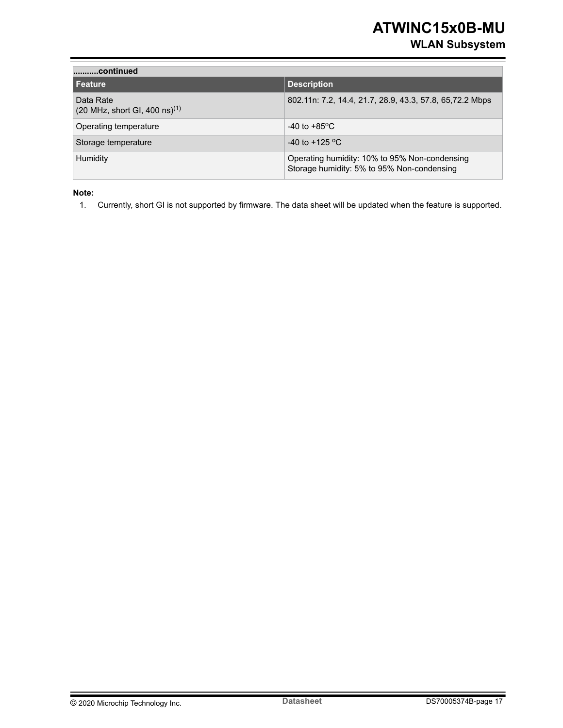| ...........continued | |
|---|---|
| **Feature** | **Description** |
| Data Rate<br>(20 MHz, short GI, 400 ns)[1] | 802.11n: 7.2, 14.4, 21.7, 28.9, 43.3, 57.8, 65,72.2 Mbps |
| Operating temperature | -40 to +85ºC |
| Storage temperature | -40 to +125 ºC |
| Humidity | Operating humidity: 10% to 95% Non-condensing<br>Storage humidity: 5% to 95% Non-condensing |

**Note:**

1. Currently, short GI is not supported by firmware. The data sheet will be updated when the feature is supported.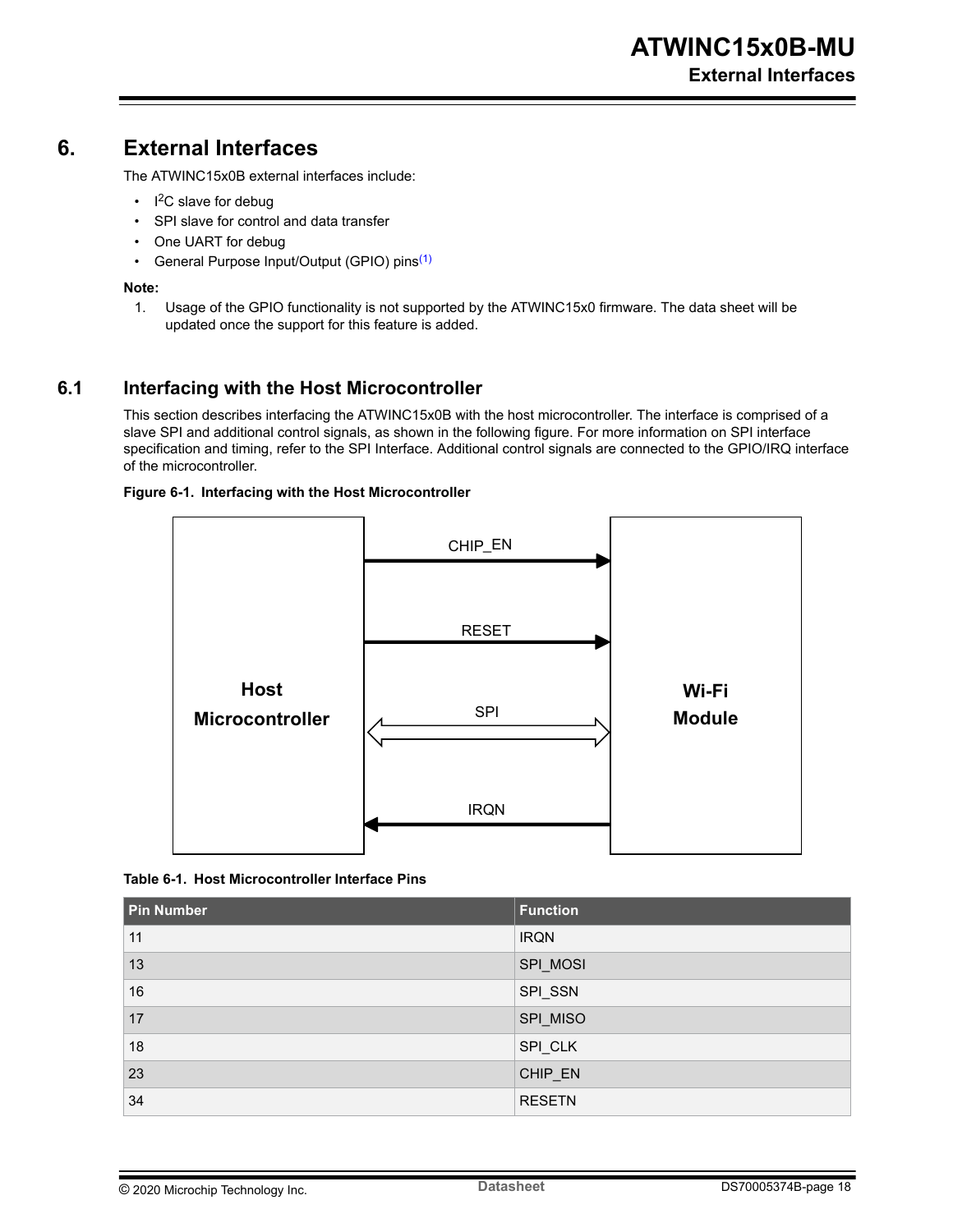# 6. External Interfaces

The ATWINC15x0B external interfaces include:

- $I^2C$ slave for debug
- SPI slave for control and data transfer
- One UART for debug
- General Purpose Input/Output (GPIO) pins[(1)]

**Note:**

1. Usage of the GPIO functionality is not supported by the ATWINC15x0 firmware. The data sheet will be updated once the support for this feature is added.

## 6.1 Interfacing with the Host Microcontroller

This section describes interfacing the ATWINC15x0B with the host microcontroller. The interface is comprised of a slave SPI and additional control signals, as shown in the following figure. For more information on SPI interface specification and timing, refer to the SPI Interface. Additional control signals are connected to the GPIO/IRQ interface of the microcontroller.

**Figure 6-1. Interfacing with the Host Microcontroller**

**Table 6-1. Host Microcontroller Interface Pins**

| Pin Number | Function |
|---|---|
| 11 | IRQN |
| 13 | SPI_MOSI |
| 16 | SPI_SSN |
| 17 | SPI_MISO |
| 18 | SPI_CLK |
| 23 | CHIP_EN |
| 34 | RESETN |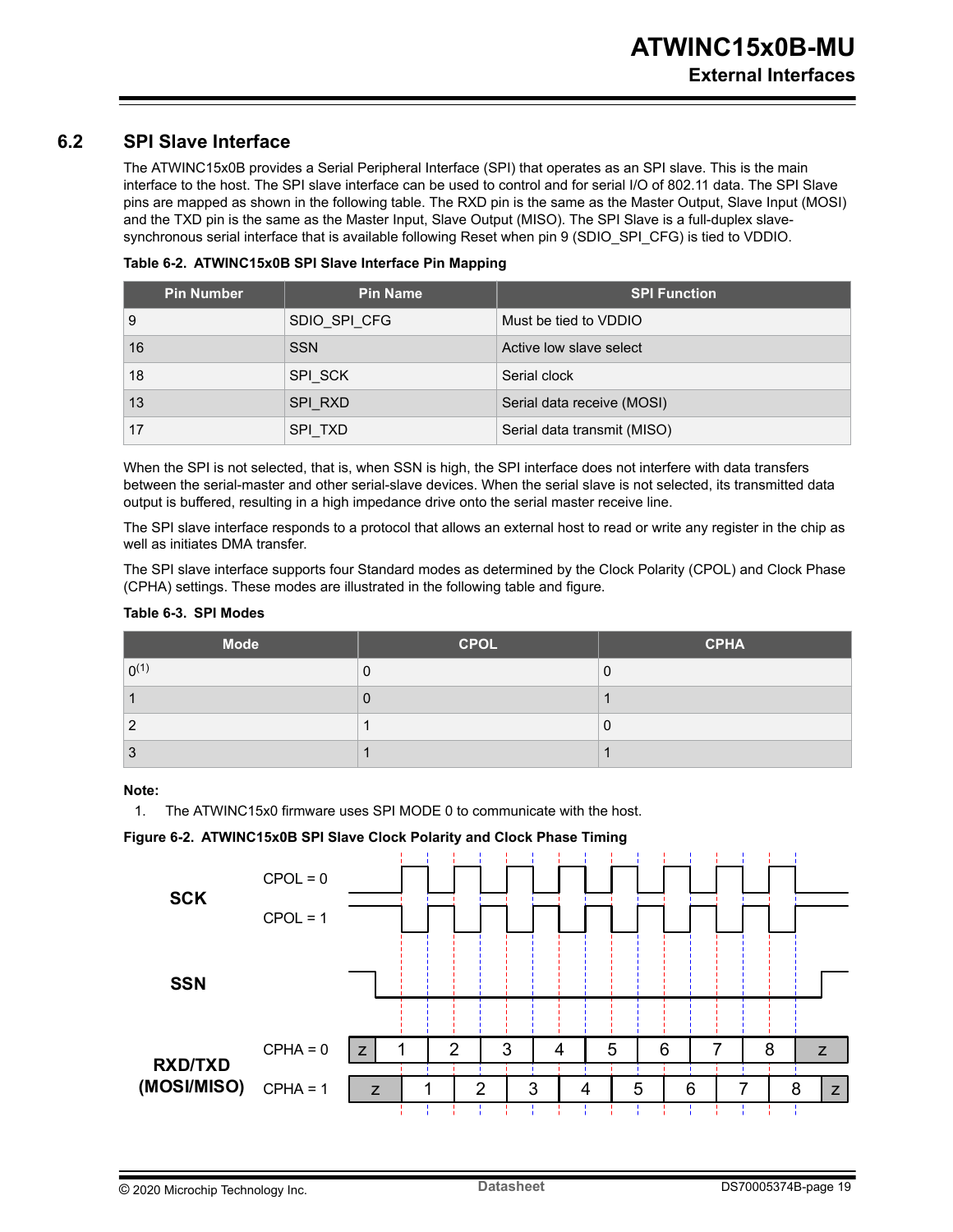## 6.2 SPI Slave Interface

The ATWINC15x0B provides a Serial Peripheral Interface (SPI) that operates as an SPI slave. This is the main interface to the host. The SPI slave interface can be used to control and for serial I/O of 802.11 data. The SPI Slave pins are mapped as shown in the following table. The RXD pin is the same as the Master Output, Slave Input (MOSI) and the TXD pin is the same as the Master Input, Slave Output (MISO). The SPI Slave is a full-duplex slave-synchronous serial interface that is available following Reset when pin 9 (SDIO_SPI_CFG) is tied to VDDIO.

**Table 6-2. ATWINC15x0B SPI Slave Interface Pin Mapping**

| Pin Number | Pin Name | SPI Function |
|---|---|---|
| 9 | SDIO_SPI_CFG | Must be tied to VDDIO |
| 16 | SSN | Active low slave select |
| 18 | SPI_SCK | Serial clock |
| 13 | SPI_RXD | Serial data receive (MOSI) |
| 17 | SPI_TXD | Serial data transmit (MISO) |

When the SPI is not selected, that is, when SSN is high, the SPI interface does not interfere with data transfers between the serial-master and other serial-slave devices. When the serial slave is not selected, its transmitted data output is buffered, resulting in a high impedance drive onto the serial master receive line.

The SPI slave interface responds to a protocol that allows an external host to read or write any register in the chip as well as initiates DMA transfer.

The SPI slave interface supports four Standard modes as determined by the Clock Polarity (CPOL) and Clock Phase (CPHA) settings. These modes are illustrated in the following table and figure.

**Table 6-3. SPI Modes**

| Mode | CPOL | CPHA |
|---|---|---|
| 0[1] | 0 | 0 |
| 1 | 0 | 1 |
| 2 | 1 | 0 |
| 3 | 1 | 1 |

**Note:**

1. The ATWINC15x0 firmware uses SPI MODE 0 to communicate with the host.

**Figure 6-2. ATWINC15x0B SPI Slave Clock Polarity and Clock Phase Timing**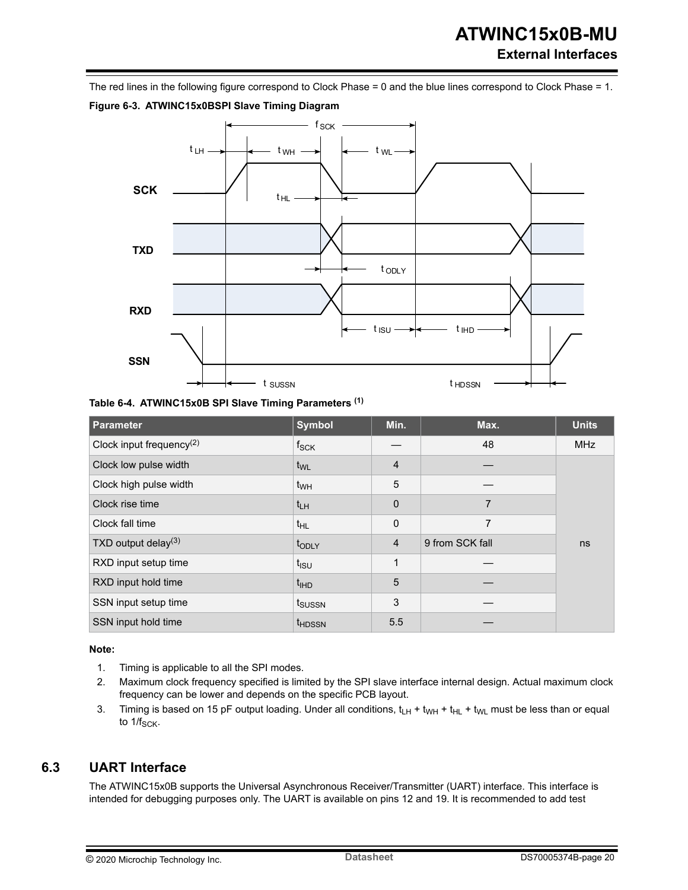The red lines in the following figure correspond to Clock Phase = 0 and the blue lines correspond to Clock Phase = 1.

**Figure 6-3. ATWINC15x0BSPI Slave Timing Diagram**

**Table 6-4. ATWINC15x0B SPI Slave Timing Parameters [(1)]**

| Parameter | Symbol | Min. | Max. | Units |
|---|---|---|---|---|
| Clock input frequency[(2)] | $f_{SCK}$ | — | 48 | MHz |
| Clock low pulse width | $t_{WL}$ | 4 | — | ns |
| Clock high pulse width | $t_{WH}$ | 5 | — | |
| Clock rise time | $t_{LH}$ | 0 | 7 | |
| Clock fall time | $t_{HL}$ | 0 | 7 | |
| TXD output delay[(3)] | $t_{ODLY}$ | 4 | 9 from SCK fall | |
| RXD input setup time | $t_{ISU}$ | 1 | — | |
| RXD input hold time | $t_{IHD}$ | 5 | — | |
| SSN input setup time | $t_{SUSSN}$ | 3 | — | |
| SSN input hold time | $t_{HDSSN}$ | 5.5 | — | |

**Note:**

1. Timing is applicable to all the SPI modes.
2. Maximum clock frequency specified is limited by the SPI slave interface internal design. Actual maximum clock frequency can be lower and depends on the specific PCB layout.
3. Timing is based on 15 pF output loading. Under all conditions, $t_{LH} + t_{WH} + t_{HL} + t_{WL}$ must be less than or equal to $1/f_{SCK}$.

## 6.3 UART Interface

The ATWINC15x0B supports the Universal Asynchronous Receiver/Transmitter (UART) interface. This interface is intended for debugging purposes only. The UART is available on pins 12 and 19. It is recommended to add test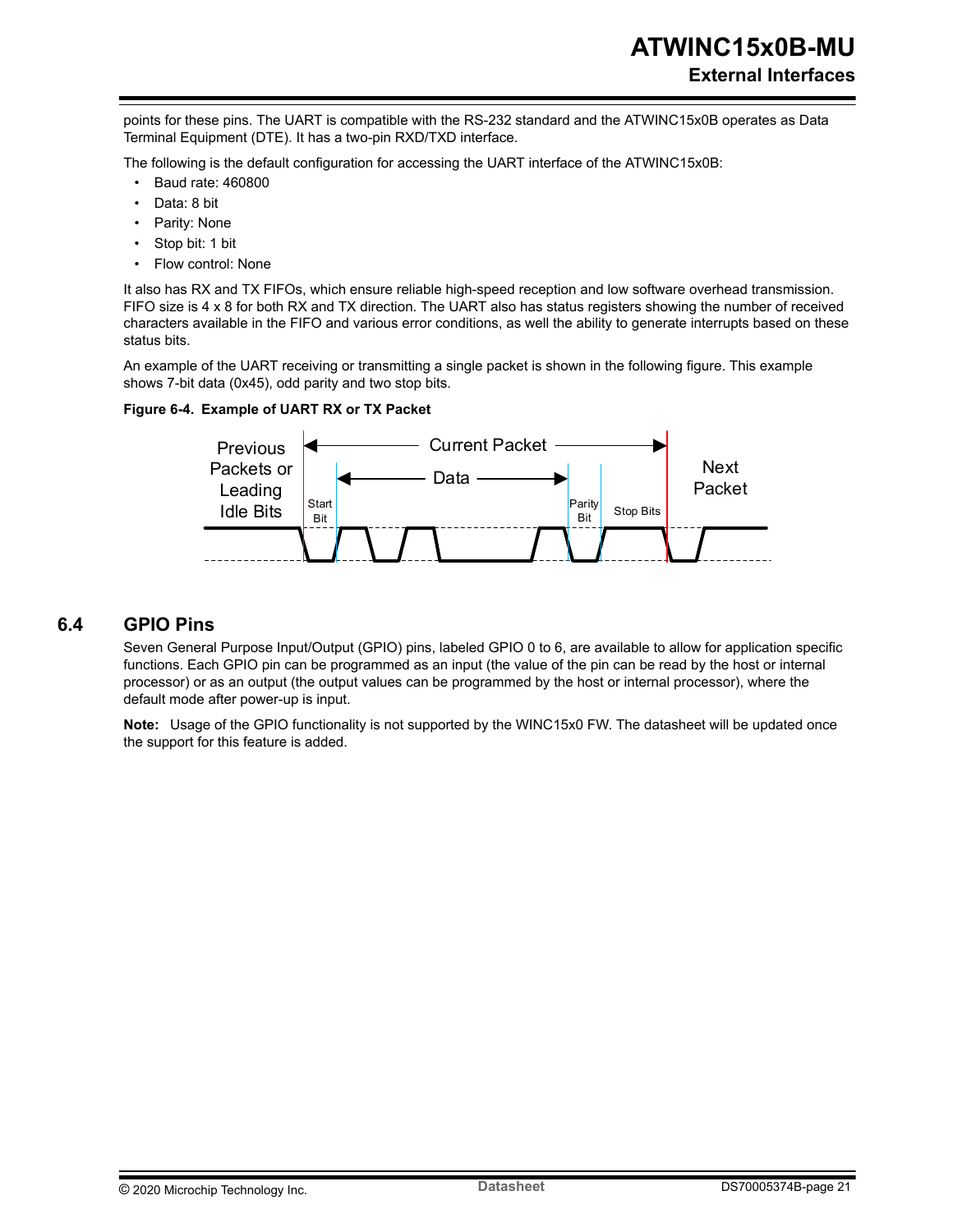points for these pins. The UART is compatible with the RS-232 standard and the ATWINC15x0B operates as Data Terminal Equipment (DTE). It has a two-pin RXD/TXD interface.

The following is the default configuration for accessing the UART interface of the ATWINC15x0B:

- Baud rate: 460800
- Data: 8 bit
- Parity: None
- Stop bit: 1 bit
- Flow control: None

It also has RX and TX FIFOs, which ensure reliable high-speed reception and low software overhead transmission. FIFO size is 4 x 8 for both RX and TX direction. The UART also has status registers showing the number of received characters available in the FIFO and various error conditions, as well the ability to generate interrupts based on these status bits.

An example of the UART receiving or transmitting a single packet is shown in the following figure. This example shows 7-bit data (0x45), odd parity and two stop bits.

**Figure 6-4. Example of UART RX or TX Packet**

## 6.4 GPIO Pins

Seven General Purpose Input/Output (GPIO) pins, labeled GPIO 0 to 6, are available to allow for application specific functions. Each GPIO pin can be programmed as an input (the value of the pin can be read by the host or internal processor) or as an output (the output values can be programmed by the host or internal processor), where the default mode after power-up is input.

**Note:** Usage of the GPIO functionality is not supported by the WINC15x0 FW. The datasheet will be updated once the support for this feature is added.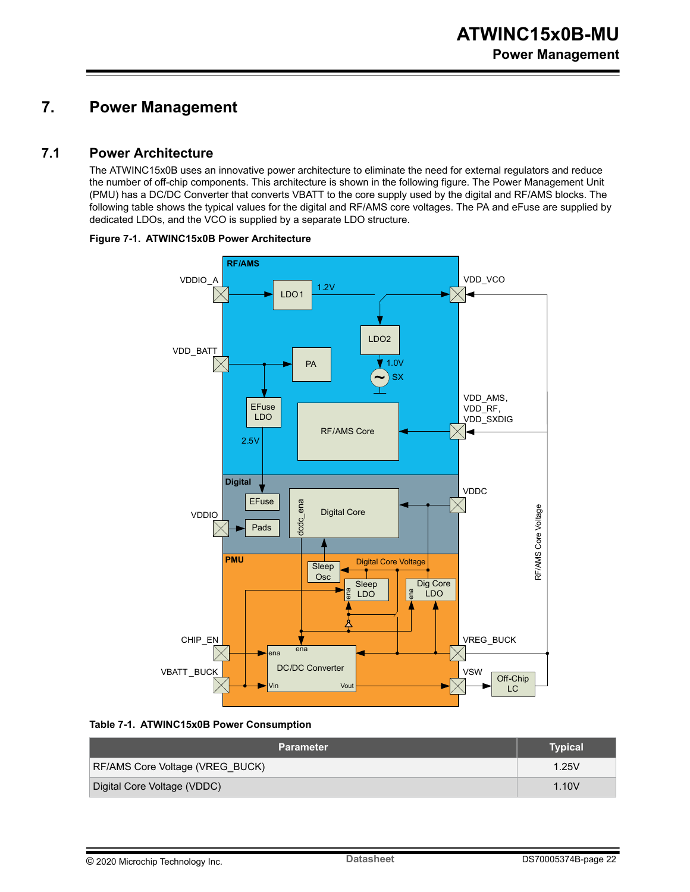# 7. Power Management

## 7.1 Power Architecture

The ATWINC15x0B uses an innovative power architecture to eliminate the need for external regulators and reduce the number of off-chip components. This architecture is shown in the following figure. The Power Management Unit (PMU) has a DC/DC Converter that converts VBATT to the core supply used by the digital and RF/AMS blocks. The following table shows the typical values for the digital and RF/AMS core voltages. The PA and eFuse are supplied by dedicated LDOs, and the VCO is supplied by a separate LDO structure.

**Figure 7-1. ATWINC15x0B Power Architecture**

**Table 7-1. ATWINC15x0B Power Consumption**

| Parameter | Typical |
| --- | --- |
| RF/AMS Core Voltage (VREG_BUCK) | 1.25V |
| Digital Core Voltage (VDDC) | 1.10V |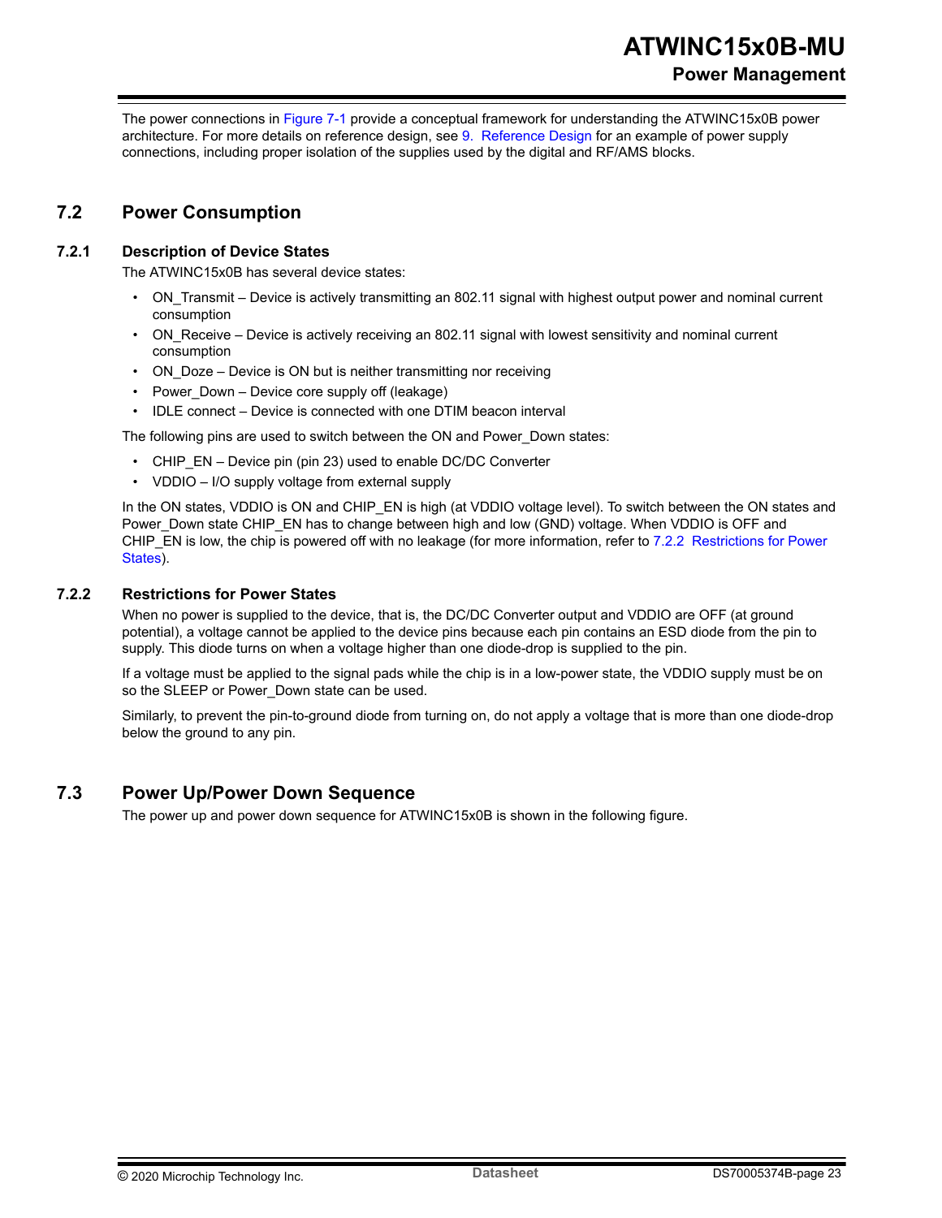The power connections in Figure 7-1 provide a conceptual framework for understanding the ATWINC15x0B power architecture. For more details on reference design, see 9. Reference Design for an example of power supply connections, including proper isolation of the supplies used by the digital and RF/AMS blocks.

## 7.2 Power Consumption

### 7.2.1 Description of Device States

The ATWINC15x0B has several device states:

- ON_Transmit – Device is actively transmitting an 802.11 signal with highest output power and nominal current consumption
- ON_Receive – Device is actively receiving an 802.11 signal with lowest sensitivity and nominal current consumption
- ON_Doze – Device is ON but is neither transmitting nor receiving
- Power_Down – Device core supply off (leakage)
- IDLE connect – Device is connected with one DTIM beacon interval

The following pins are used to switch between the ON and Power_Down states:

- CHIP_EN – Device pin (pin 23) used to enable DC/DC Converter
- VDDIO – I/O supply voltage from external supply

In the ON states, VDDIO is ON and CHIP_EN is high (at VDDIO voltage level). To switch between the ON states and Power_Down state CHIP_EN has to change between high and low (GND) voltage. When VDDIO is OFF and CHIP_EN is low, the chip is powered off with no leakage (for more information, refer to 7.2.2 Restrictions for Power States).

### 7.2.2 Restrictions for Power States

When no power is supplied to the device, that is, the DC/DC Converter output and VDDIO are OFF (at ground potential), a voltage cannot be applied to the device pins because each pin contains an ESD diode from the pin to supply. This diode turns on when a voltage higher than one diode-drop is supplied to the pin.

If a voltage must be applied to the signal pads while the chip is in a low-power state, the VDDIO supply must be on so the SLEEP or Power_Down state can be used.

Similarly, to prevent the pin-to-ground diode from turning on, do not apply a voltage that is more than one diode-drop below the ground to any pin.

## 7.3 Power Up/Power Down Sequence

The power up and power down sequence for ATWINC15x0B is shown in the following figure.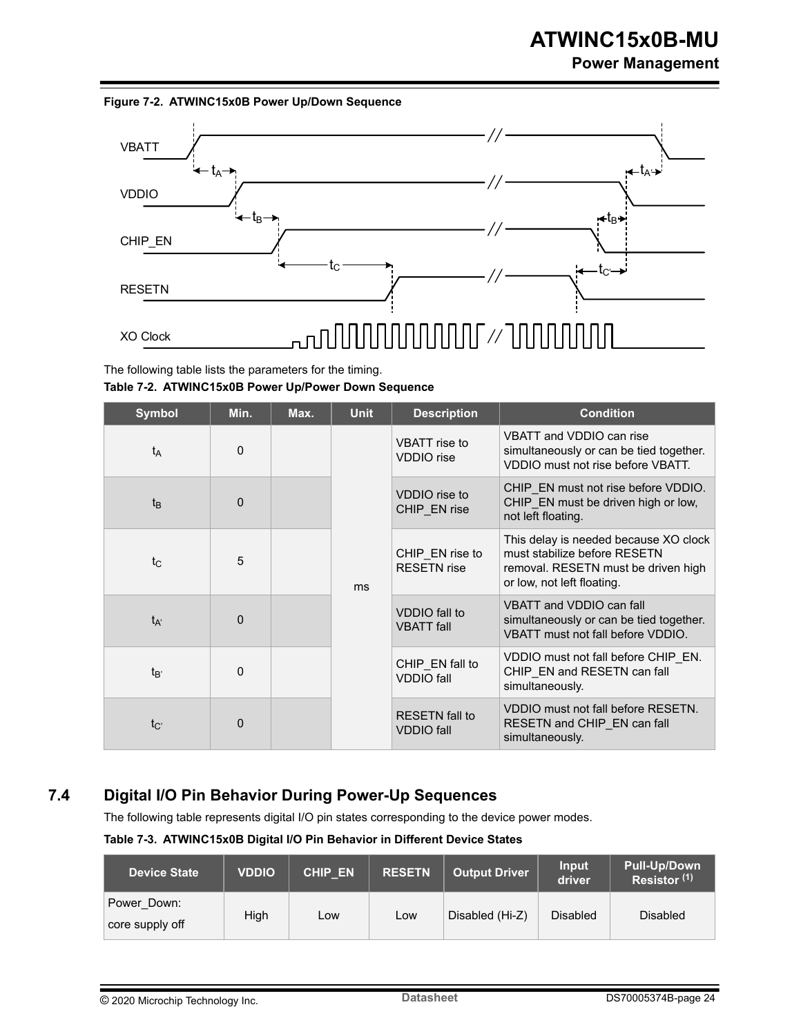**Figure 7-2. ATWINC15x0B Power Up/Down Sequence**

The following table lists the parameters for the timing.

**Table 7-2. ATWINC15x0B Power Up/Power Down Sequence**

| Symbol | Min. | Max. | Unit | Description | Condition |
|---|---|---|---|---|---|
| $t_A$ | 0 | | ms | VBATT rise to VDDIO rise | VBATT and VDDIO can rise simultaneously or can be tied together. VDDIO must not rise before VBATT. |
| $t_B$ | 0 | | ms | VDDIO rise to CHIP_EN rise | CHIP_EN must not rise before VDDIO. CHIP_EN must be driven high or low, not left floating. |
| $t_C$ | 5 | | ms | CHIP_EN rise to RESETN rise | This delay is needed because XO clock must stabilize before RESETN removal. RESETN must be driven high or low, not left floating. |
| $t_{A'}$ | 0 | | ms | VDDIO fall to VBATT fall | VBATT and VDDIO can fall simultaneously or can be tied together. VBATT must not fall before VDDIO. |
| $t_{B'}$ | 0 | | ms | CHIP_EN fall to VDDIO fall | VDDIO must not fall before CHIP_EN. CHIP_EN and RESETN can fall simultaneously. |
| $t_{C'}$ | 0 | | ms | RESETN fall to VDDIO fall | VDDIO must not fall before RESETN. RESETN and CHIP_EN can fall simultaneously. |

## 7.4 Digital I/O Pin Behavior During Power-Up Sequences

The following table represents digital I/O pin states corresponding to the device power modes.

**Table 7-3. ATWINC15x0B Digital I/O Pin Behavior in Different Device States**

| Device State | VDDIO | CHIP_EN | RESETN | Output Driver | Input driver | Pull-Up/Down Resistor (1) |
|---|---|---|---|---|---|---|
| Power_Down: core supply off | High | Low | Low | Disabled (Hi-Z) | Disabled | Disabled |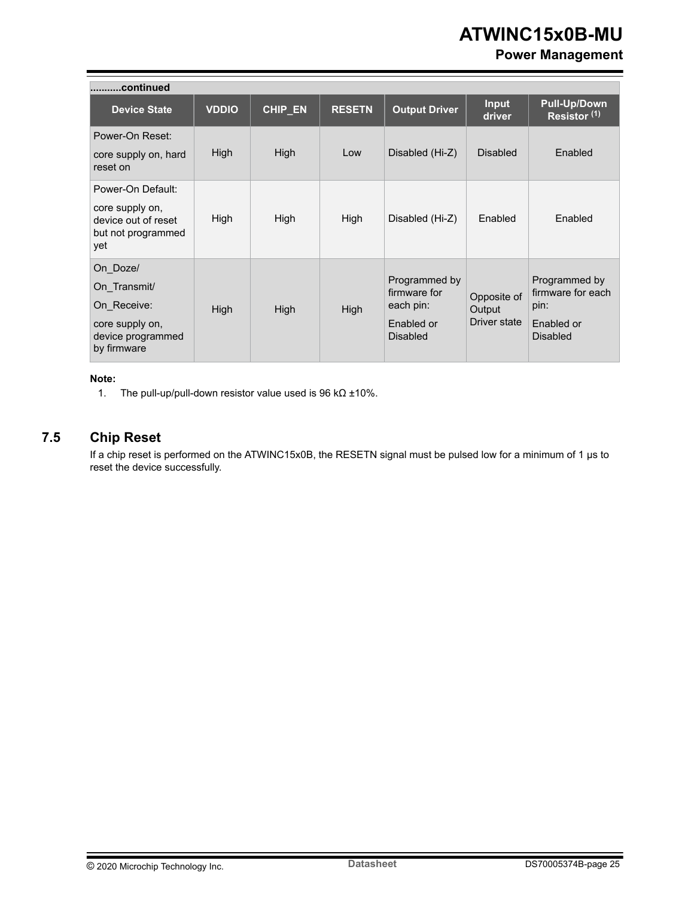...........continued

| Device State | VDDIO | CHIP_EN | RESETN | Output Driver | Input driver | Pull-Up/Down Resistor (1) |
|---|---|---|---|---|---|---|
| Power-On Reset: core supply on, hard reset on | High | High | Low | Disabled (Hi-Z) | Disabled | Enabled |
| Power-On Default: core supply on, device out of reset but not programmed yet | High | High | High | Disabled (Hi-Z) | Enabled | Enabled |
| On_Doze/ On_Transmit/ On_Receive: core supply on, device programmed by firmware | High | High | High | Programmed by firmware for each pin: Enabled or Disabled | Opposite of Output Driver state | Programmed by firmware for each pin: Enabled or Disabled |

**Note:**

1. The pull-up/pull-down resistor value used is 96 kΩ ±10%.

## 7.5 Chip Reset

If a chip reset is performed on the ATWINC15x0B, the RESETN signal must be pulsed low for a minimum of 1 μs to reset the device successfully.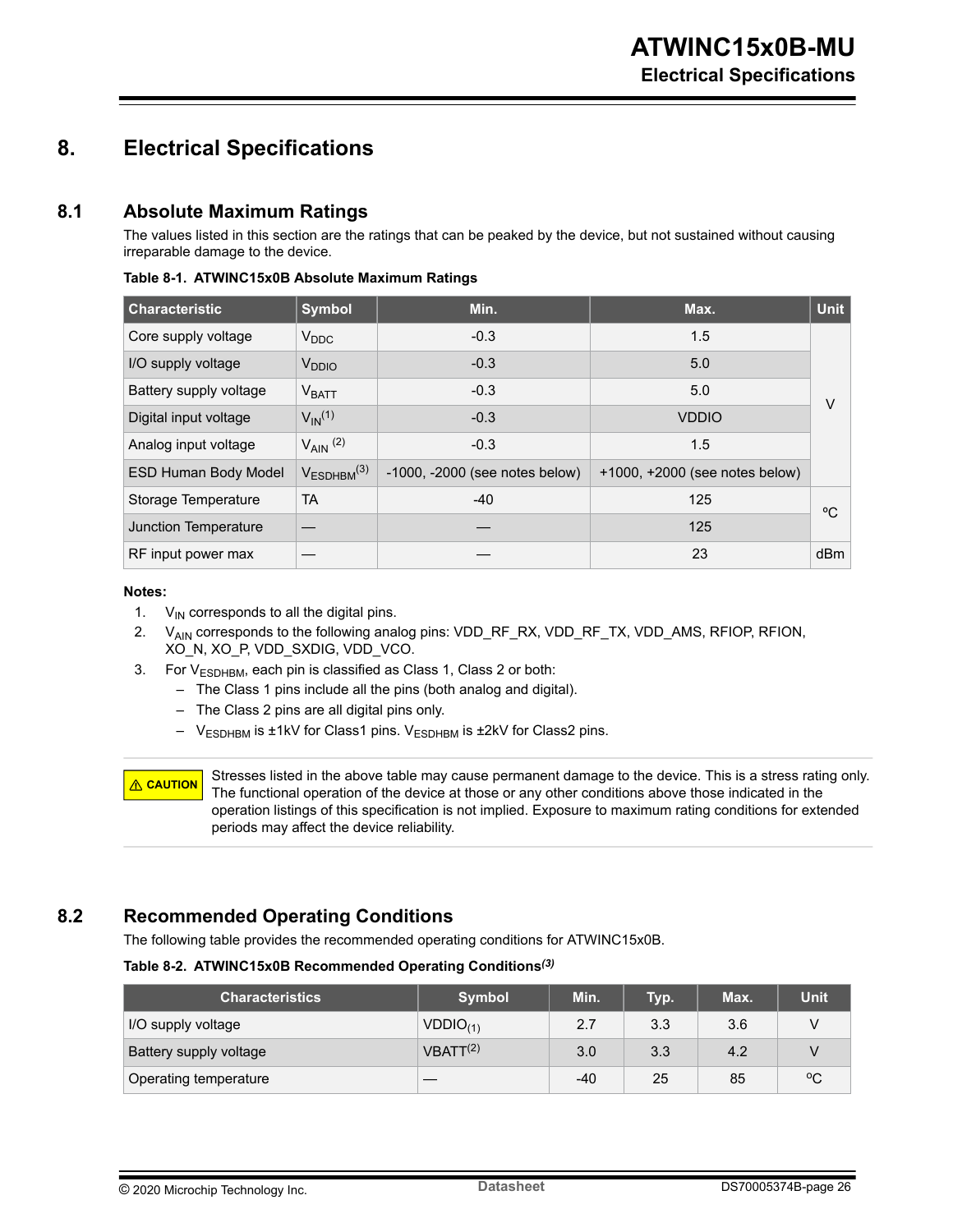# 8. Electrical Specifications

## 8.1 Absolute Maximum Ratings

The values listed in this section are the ratings that can be peaked by the device, but not sustained without causing irreparable damage to the device.

**Table 8-1. ATWINC15x0B Absolute Maximum Ratings**

| Characteristic | Symbol | Min. | Max. | Unit |
|---|---|---|---|---|
| Core supply voltage | $V_{DDC}$ | -0.3 | 1.5 | V |
| I/O supply voltage | $V_{DDIO}$ | -0.3 | 5.0 | |
| Battery supply voltage | $V_{BATT}$ | -0.3 | 5.0 | |
| Digital input voltage | $V_{IN}$(1) | -0.3 | VDDIO | |
| Analog input voltage | $V_{AIN}$ (2) | -0.3 | 1.5 | |
| ESD Human Body Model | $V_{ESDHBM}$(3) | -1000, -2000 (see notes below) | +1000, +2000 (see notes below) | |
| Storage Temperature | TA | -40 | 125 | ºC |
| Junction Temperature | — | — | 125 | |
| RF input power max | — | — | 23 | dBm |

**Notes:**

1. $V_{IN}$ corresponds to all the digital pins.
2. $V_{AIN}$ corresponds to the following analog pins: VDD_RF_RX, VDD_RF_TX, VDD_AMS, RFIOP, RFION, XO_N, XO_P, VDD_SXDIG, VDD_VCO.
3. For $V_{ESDHBM}$, each pin is classified as Class 1, Class 2 or both:
   - The Class 1 pins include all the pins (both analog and digital).
   - The Class 2 pins are all digital pins only.
   - $V_{ESDHBM}$ is ±1kV for Class1 pins. $V_{ESDHBM}$ is ±2kV for Class2 pins.

**CAUTION** Stresses listed in the above table may cause permanent damage to the device. This is a stress rating only. The functional operation of the device at those or any other conditions above those indicated in the operation listings of this specification is not implied. Exposure to maximum rating conditions for extended periods may affect the device reliability.

## 8.2 Recommended Operating Conditions

The following table provides the recommended operating conditions for ATWINC15x0B.

**Table 8-2. ATWINC15x0B Recommended Operating Conditions(3)**

| Characteristics | Symbol | Min. | Typ. | Max. | Unit |
|---|---|---|---|---|---|
| I/O supply voltage | $VDDIO_{(1)}$ | 2.7 | 3.3 | 3.6 | V |
| Battery supply voltage | VBATT(2) | 3.0 | 3.3 | 4.2 | V |
| Operating temperature | — | -40 | 25 | 85 | ºC |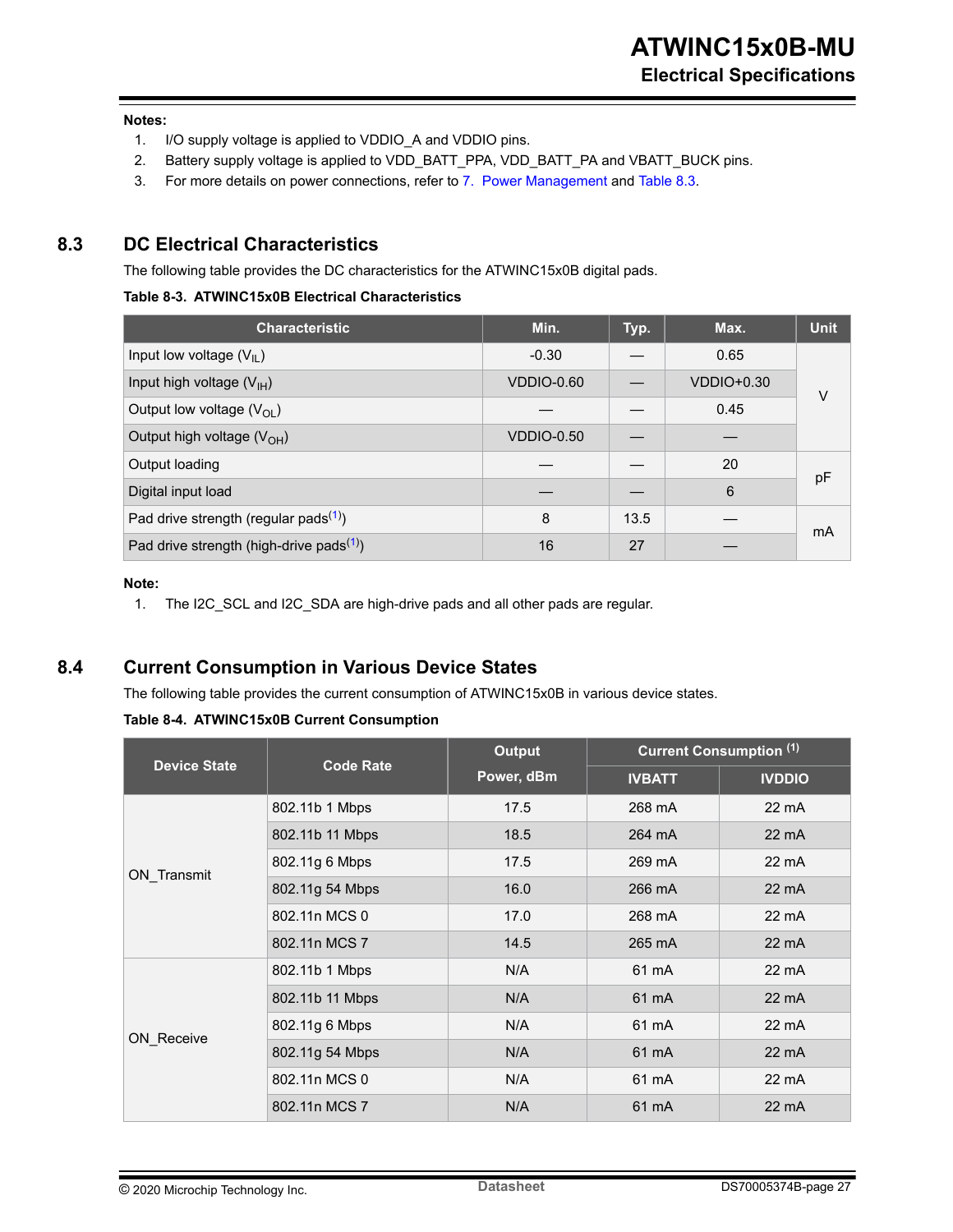**Notes:**

1. I/O supply voltage is applied to VDDIO_A and VDDIO pins.
2. Battery supply voltage is applied to VDD_BATT_PPA, VDD_BATT_PA and VBATT_BUCK pins.
3. For more details on power connections, refer to 7. Power Management and Table 8.3.

## 8.3 DC Electrical Characteristics

The following table provides the DC characteristics for the ATWINC15x0B digital pads.

**Table 8-3. ATWINC15x0B Electrical Characteristics**

| Characteristic | Min. | Typ. | Max. | Unit |
|---|---|---|---|---|
| Input low voltage ($V_{IL}$) | -0.30 | — | 0.65 | V |
| Input high voltage ($V_{IH}$) | VDDIO-0.60 | — | VDDIO+0.30 | V |
| Output low voltage ($V_{OL}$) | — | — | 0.45 | V |
| Output high voltage ($V_{OH}$) | VDDIO-0.50 | — | — | V |
| Output loading | — | — | 20 | pF |
| Digital input load | — | — | 6 | pF |
| Pad drive strength (regular pads[1]) | 8 | 13.5 | — | mA |
| Pad drive strength (high-drive pads[1]) | 16 | 27 | — | mA |

**Note:**

1. The I2C_SCL and I2C_SDA are high-drive pads and all other pads are regular.

## 8.4 Current Consumption in Various Device States

The following table provides the current consumption of ATWINC15x0B in various device states.

**Table 8-4. ATWINC15x0B Current Consumption**

| Device State | Code Rate | Output Power, dBm | Current Consumption (1) | |
|---|---|---|---|---|
| | | | IVBATT | IVDDIO |
| ON_Transmit | 802.11b 1 Mbps | 17.5 | 268 mA | 22 mA |
| | 802.11b 11 Mbps | 18.5 | 264 mA | 22 mA |
| | 802.11g 6 Mbps | 17.5 | 269 mA | 22 mA |
| | 802.11g 54 Mbps | 16.0 | 266 mA | 22 mA |
| | 802.11n MCS 0 | 17.0 | 268 mA | 22 mA |
| | 802.11n MCS 7 | 14.5 | 265 mA | 22 mA |
| ON_Receive | 802.11b 1 Mbps | N/A | 61 mA | 22 mA |
| | 802.11b 11 Mbps | N/A | 61 mA | 22 mA |
| | 802.11g 6 Mbps | N/A | 61 mA | 22 mA |
| | 802.11g 54 Mbps | N/A | 61 mA | 22 mA |
| | 802.11n MCS 0 | N/A | 61 mA | 22 mA |
| | 802.11n MCS 7 | N/A | 61 mA | 22 mA |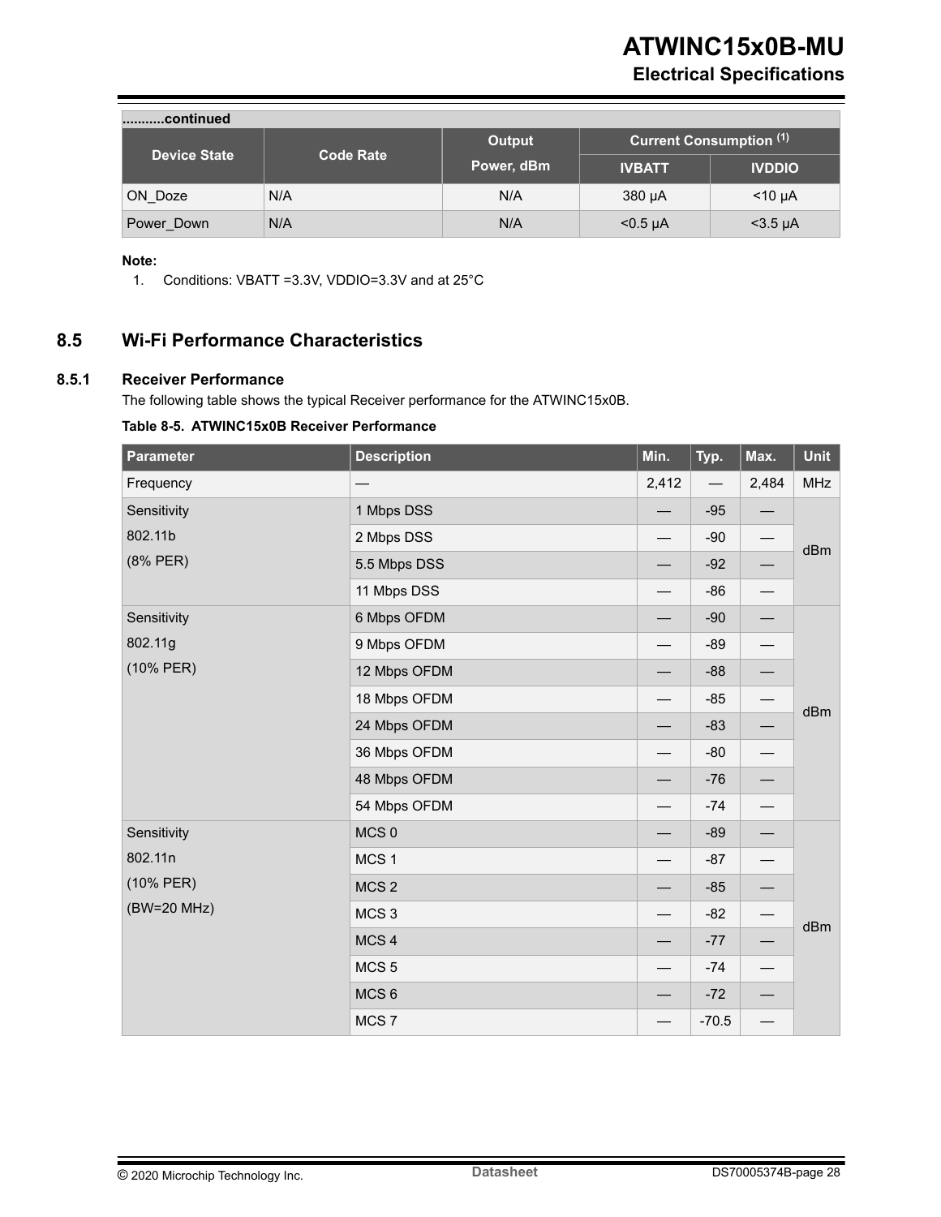| ...........continued | | | | |
|---|---|---|---|---|
| Device State | Code Rate | Output Power, dBm | Current Consumption (1) | |
| | | | IVBATT | IVDDIO |
| ON_Doze | N/A | N/A | 380 µA | <10 µA |
| Power_Down | N/A | N/A | <0.5 µA | <3.5 µA |

**Note:**

1. Conditions: VBATT =3.3V, VDDIO=3.3V and at 25°C

## 8.5 Wi-Fi Performance Characteristics

### 8.5.1 Receiver Performance

The following table shows the typical Receiver performance for the ATWINC15x0B.

**Table 8-5. ATWINC15x0B Receiver Performance**

| Parameter | Description | Min. | Typ. | Max. | Unit |
|---|---|---|---|---|---|
| Frequency | — | 2,412 | — | 2,484 | MHz |
| Sensitivity 802.11b (8% PER) | 1 Mbps DSS | — | -95 | — | dBm |
| | 2 Mbps DSS | — | -90 | — | |
| | 5.5 Mbps DSS | — | -92 | — | |
| | 11 Mbps DSS | — | -86 | — | |
| Sensitivity 802.11g (10% PER) | 6 Mbps OFDM | — | -90 | — | dBm |
| | 9 Mbps OFDM | — | -89 | — | |
| | 12 Mbps OFDM | — | -88 | — | |
| | 18 Mbps OFDM | — | -85 | — | |
| | 24 Mbps OFDM | — | -83 | — | |
| | 36 Mbps OFDM | — | -80 | — | |
| | 48 Mbps OFDM | — | -76 | — | |
| | 54 Mbps OFDM | — | -74 | — | |
| Sensitivity 802.11n (10% PER) (BW=20 MHz) | MCS 0 | — | -89 | — | dBm |
| | MCS 1 | — | -87 | — | |
| | MCS 2 | — | -85 | — | |
| | MCS 3 | — | -82 | — | |
| | MCS 4 | — | -77 | — | |
| | MCS 5 | — | -74 | — | |
| | MCS 6 | — | -72 | — | |
| | MCS 7 | — | -70.5 | — | |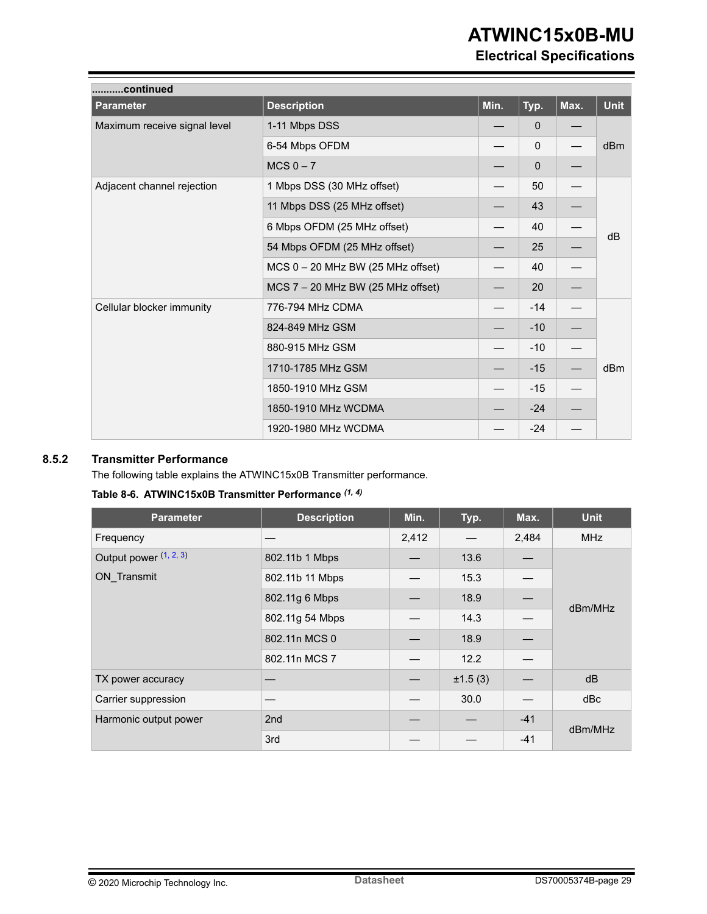..........continued

| Parameter | Description | Min. | Typ. | Max. | Unit |
|---|---|---|---|---|---|
| Maximum receive signal level | 1-11 Mbps DSS | — | 0 | — | dBm |
| | 6-54 Mbps OFDM | — | 0 | — | |
| | MCS 0 – 7 | — | 0 | — | |
| Adjacent channel rejection | 1 Mbps DSS (30 MHz offset) | — | 50 | — | dB |
| | 11 Mbps DSS (25 MHz offset) | — | 43 | — | |
| | 6 Mbps OFDM (25 MHz offset) | — | 40 | — | |
| | 54 Mbps OFDM (25 MHz offset) | — | 25 | — | |
| | MCS 0 – 20 MHz BW (25 MHz offset) | — | 40 | — | |
| | MCS 7 – 20 MHz BW (25 MHz offset) | — | 20 | — | |
| Cellular blocker immunity | 776-794 MHz CDMA | — | -14 | — | dBm |
| | 824-849 MHz GSM | — | -10 | — | |
| | 880-915 MHz GSM | — | -10 | — | |
| | 1710-1785 MHz GSM | — | -15 | — | |
| | 1850-1910 MHz GSM | — | -15 | — | |
| | 1850-1910 MHz WCDMA | — | -24 | — | |
| | 1920-1980 MHz WCDMA | — | -24 | — | |

### 8.5.2 Transmitter Performance

The following table explains the ATWINC15x0B Transmitter performance.

**Table 8-6. ATWINC15x0B Transmitter Performance** *(1, 4)*

| Parameter | Description | Min. | Typ. | Max. | Unit |
|---|---|---|---|---|---|
| Frequency | — | 2,412 | — | 2,484 | MHz |
| Output power (1, 2, 3) ON_Transmit | 802.11b 1 Mbps | — | 13.6 | — | dBm/MHz |
| | 802.11b 11 Mbps | — | 15.3 | — | |
| | 802.11g 6 Mbps | — | 18.9 | — | |
| | 802.11g 54 Mbps | — | 14.3 | — | |
| | 802.11n MCS 0 | — | 18.9 | — | |
| | 802.11n MCS 7 | — | 12.2 | — | |
| TX power accuracy | — | — | ±1.5 (3) | — | dB |
| Carrier suppression | — | — | 30.0 | — | dBc |
| Harmonic output power | 2nd | — | — | -41 | dBm/MHz |
| | 3rd | — | — | -41 | |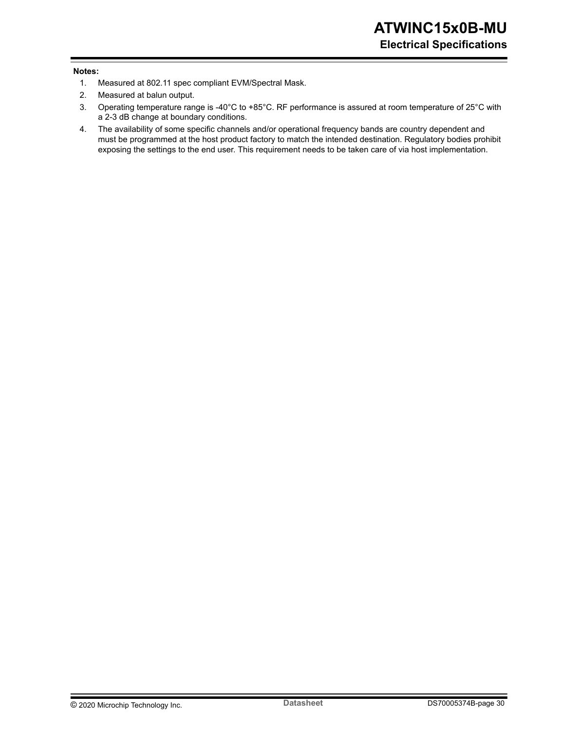**Notes:**

1. Measured at 802.11 spec compliant EVM/Spectral Mask.
2. Measured at balun output.
3. Operating temperature range is -40°C to +85°C. RF performance is assured at room temperature of 25°C with a 2-3 dB change at boundary conditions.
4. The availability of some specific channels and/or operational frequency bands are country dependent and must be programmed at the host product factory to match the intended destination. Regulatory bodies prohibit exposing the settings to the end user. This requirement needs to be taken care of via host implementation.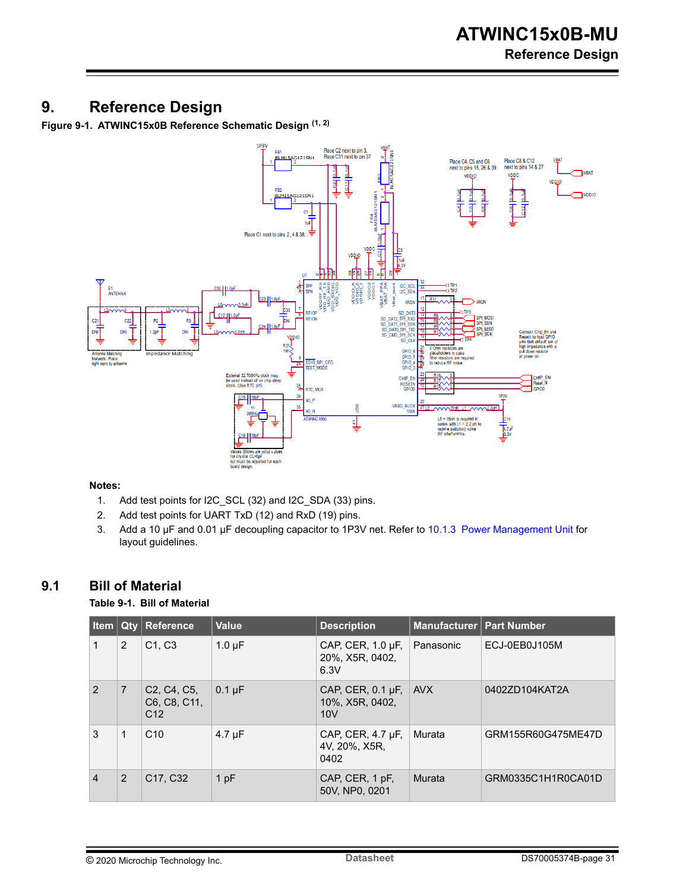# 9. Reference Design

**Figure 9-1. ATWINC15x0B Reference Schematic Design (1, 2)**

**Notes:**

1. Add test points for I2C_SCL (32) and I2C_SDA (33) pins.
2. Add test points for UART TxD (12) and RxD (19) pins.
3. Add a 10 µF and 0.01 µF decoupling capacitor to 1P3V net. Refer to 10.1.3 Power Management Unit for layout guidelines.

## 9.1 Bill of Material

**Table 9-1. Bill of Material**

| Item | Qty | Reference | Value | Description | Manufacturer | Part Number |
|---|---|---|---|---|---|---|
| 1 | 2 | C1, C3 | 1.0 µF | CAP, CER, 1.0 µF, 20%, X5R, 0402, 6.3V | Panasonic | ECJ-0EB0J105M |
| 2 | 7 | C2, C4, C5, C6, C8, C11, C12 | 0.1 µF | CAP, CER, 0.1 µF, 10%, X5R, 0402, 10V | AVX | 0402ZD104KAT2A |
| 3 | 1 | C10 | 4.7 µF | CAP, CER, 4.7 µF, 4V, 20%, X5R, 0402 | Murata | GRM155R60G475ME47D |
| 4 | 2 | C17, C32 | 1 pF | CAP, CER, 1 pF, 50V, NP0, 0201 | Murata | GRM0335C1H1R0CA01D |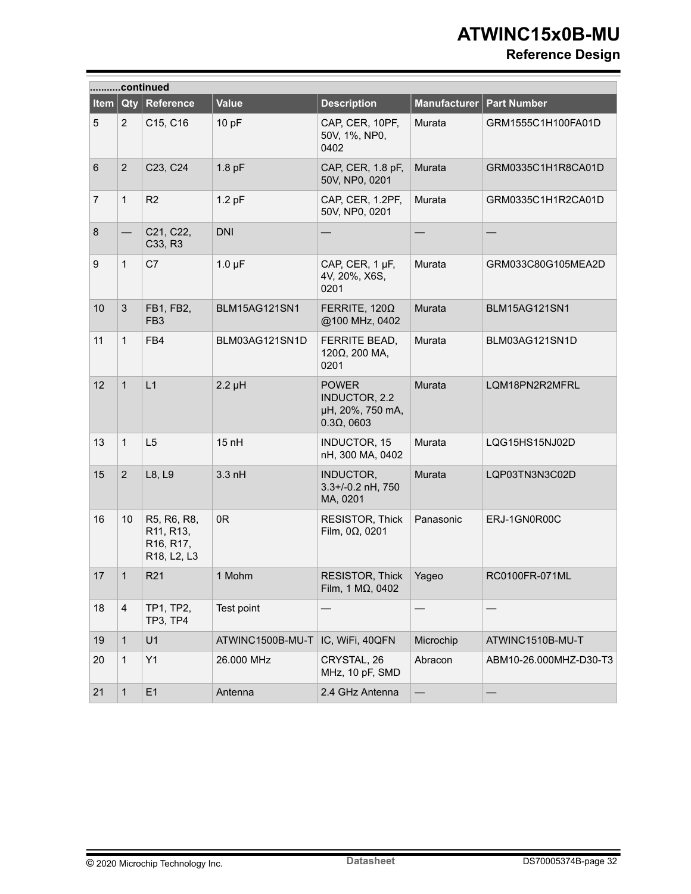...........continued

| Item | Qty | Reference | Value | Description | Manufacturer | Part Number |
|---|---|---|---|---|---|---|
| 5 | 2 | C15, C16 | 10 pF | CAP, CER, 10PF, 50V, 1%, NP0, 0402 | Murata | GRM1555C1H100FA01D |
| 6 | 2 | C23, C24 | 1.8 pF | CAP, CER, 1.8 pF, 50V, NP0, 0201 | Murata | GRM0335C1H1R8CA01D |
| 7 | 1 | R2 | 1.2 pF | CAP, CER, 1.2PF, 50V, NP0, 0201 | Murata | GRM0335C1H1R2CA01D |
| 8 | — | C21, C22, C33, R3 | DNI | — | — | — |
| 9 | 1 | C7 | 1.0 µF | CAP, CER, 1 µF, 4V, 20%, X6S, 0201 | Murata | GRM033C80G105MEA2D |
| 10 | 3 | FB1, FB2, FB3 | BLM15AG121SN1 | FERRITE, 120Ω @100 MHz, 0402 | Murata | BLM15AG121SN1 |
| 11 | 1 | FB4 | BLM03AG121SN1D | FERRITE BEAD, 120Ω, 200 MA, 0201 | Murata | BLM03AG121SN1D |
| 12 | 1 | L1 | 2.2 µH | POWER INDUCTOR, 2.2 µH, 20%, 750 mA, 0.3Ω, 0603 | Murata | LQM18PN2R2MFRL |
| 13 | 1 | L5 | 15 nH | INDUCTOR, 15 nH, 300 MA, 0402 | Murata | LQG15HS15NJ02D |
| 15 | 2 | L8, L9 | 3.3 nH | INDUCTOR, 3.3+/-0.2 nH, 750 MA, 0201 | Murata | LQP03TN3N3C02D |
| 16 | 10 | R5, R6, R8, R11, R13, R16, R17, R18, L2, L3 | 0R | RESISTOR, Thick Film, 0Ω, 0201 | Panasonic | ERJ-1GN0R00C |
| 17 | 1 | R21 | 1 Mohm | RESISTOR, Thick Film, 1 MΩ, 0402 | Yageo | RC0100FR-071ML |
| 18 | 4 | TP1, TP2, TP3, TP4 | Test point | — | — | — |
| 19 | 1 | U1 | ATWINC1500B-MU-T | IC, WiFi, 40QFN | Microchip | ATWINC1510B-MU-T |
| 20 | 1 | Y1 | 26.000 MHz | CRYSTAL, 26 MHz, 10 pF, SMD | Abracon | ABM10-26.000MHZ-D30-T3 |
| 21 | 1 | E1 | Antenna | 2.4 GHz Antenna | — | — |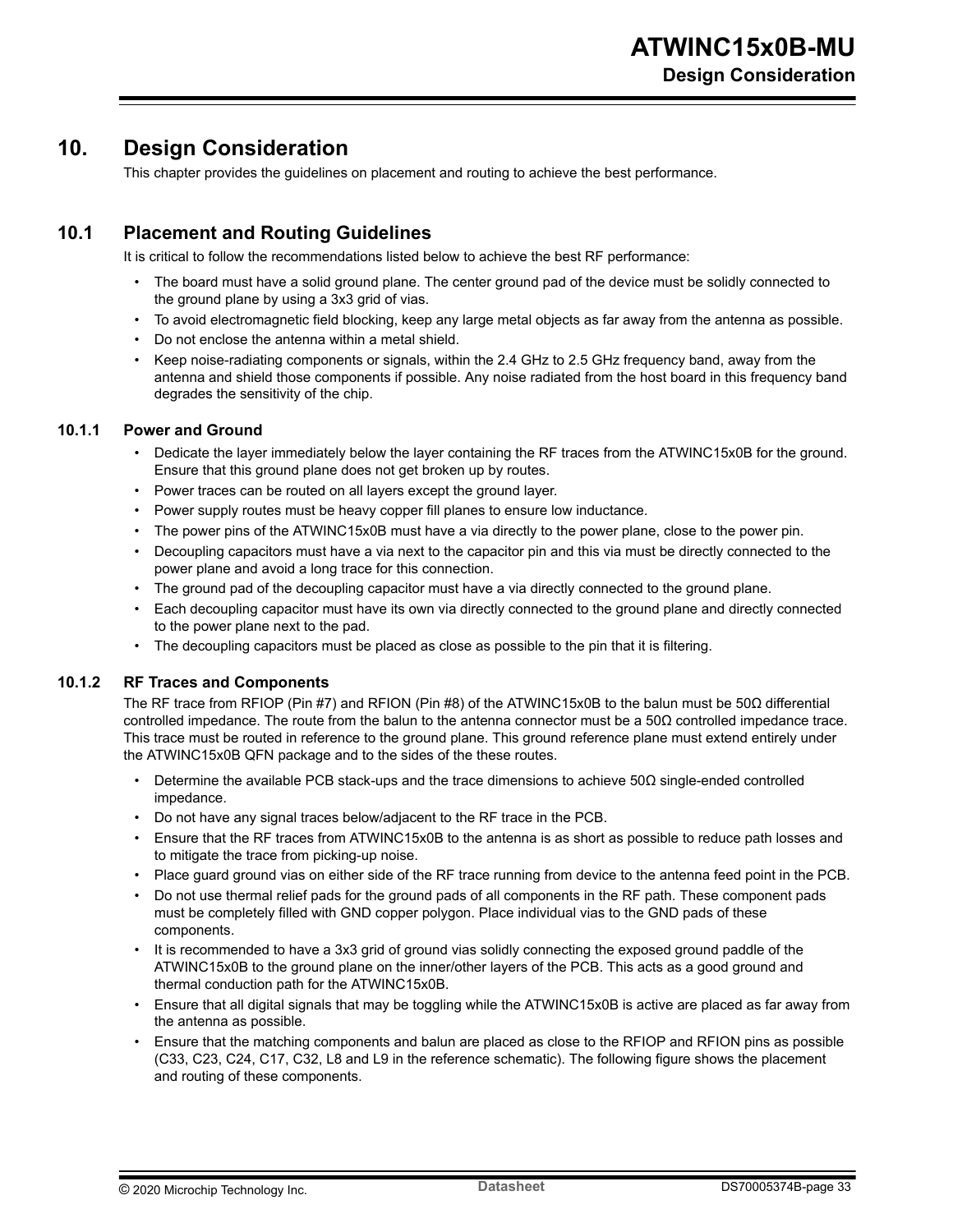# 10. Design Consideration

This chapter provides the guidelines on placement and routing to achieve the best performance.

## 10.1 Placement and Routing Guidelines

It is critical to follow the recommendations listed below to achieve the best RF performance:

- The board must have a solid ground plane. The center ground pad of the device must be solidly connected to the ground plane by using a 3x3 grid of vias.
- To avoid electromagnetic field blocking, keep any large metal objects as far away from the antenna as possible.
- Do not enclose the antenna within a metal shield.
- Keep noise-radiating components or signals, within the 2.4 GHz to 2.5 GHz frequency band, away from the antenna and shield those components if possible. Any noise radiated from the host board in this frequency band degrades the sensitivity of the chip.

### 10.1.1 Power and Ground

- Dedicate the layer immediately below the layer containing the RF traces from the ATWINC15x0B for the ground. Ensure that this ground plane does not get broken up by routes.
- Power traces can be routed on all layers except the ground layer.
- Power supply routes must be heavy copper fill planes to ensure low inductance.
- The power pins of the ATWINC15x0B must have a via directly to the power plane, close to the power pin.
- Decoupling capacitors must have a via next to the capacitor pin and this via must be directly connected to the power plane and avoid a long trace for this connection.
- The ground pad of the decoupling capacitor must have a via directly connected to the ground plane.
- Each decoupling capacitor must have its own via directly connected to the ground plane and directly connected to the power plane next to the pad.
- The decoupling capacitors must be placed as close as possible to the pin that it is filtering.

### 10.1.2 RF Traces and Components

The RF trace from RFIOP (Pin #7) and RFION (Pin #8) of the ATWINC15x0B to the balun must be 50Ω differential controlled impedance. The route from the balun to the antenna connector must be a 50Ω controlled impedance trace. This trace must be routed in reference to the ground plane. This ground reference plane must extend entirely under the ATWINC15x0B QFN package and to the sides of the these routes.

- Determine the available PCB stack-ups and the trace dimensions to achieve 50Ω single-ended controlled impedance.
- Do not have any signal traces below/adjacent to the RF trace in the PCB.
- Ensure that the RF traces from ATWINC15x0B to the antenna is as short as possible to reduce path losses and to mitigate the trace from picking-up noise.
- Place guard ground vias on either side of the RF trace running from device to the antenna feed point in the PCB.
- Do not use thermal relief pads for the ground pads of all components in the RF path. These component pads must be completely filled with GND copper polygon. Place individual vias to the GND pads of these components.
- It is recommended to have a 3x3 grid of ground vias solidly connecting the exposed ground paddle of the ATWINC15x0B to the ground plane on the inner/other layers of the PCB. This acts as a good ground and thermal conduction path for the ATWINC15x0B.
- Ensure that all digital signals that may be toggling while the ATWINC15x0B is active are placed as far away from the antenna as possible.
- Ensure that the matching components and balun are placed as close to the RFIOP and RFION pins as possible (C33, C23, C24, C17, C32, L8 and L9 in the reference schematic). The following figure shows the placement and routing of these components.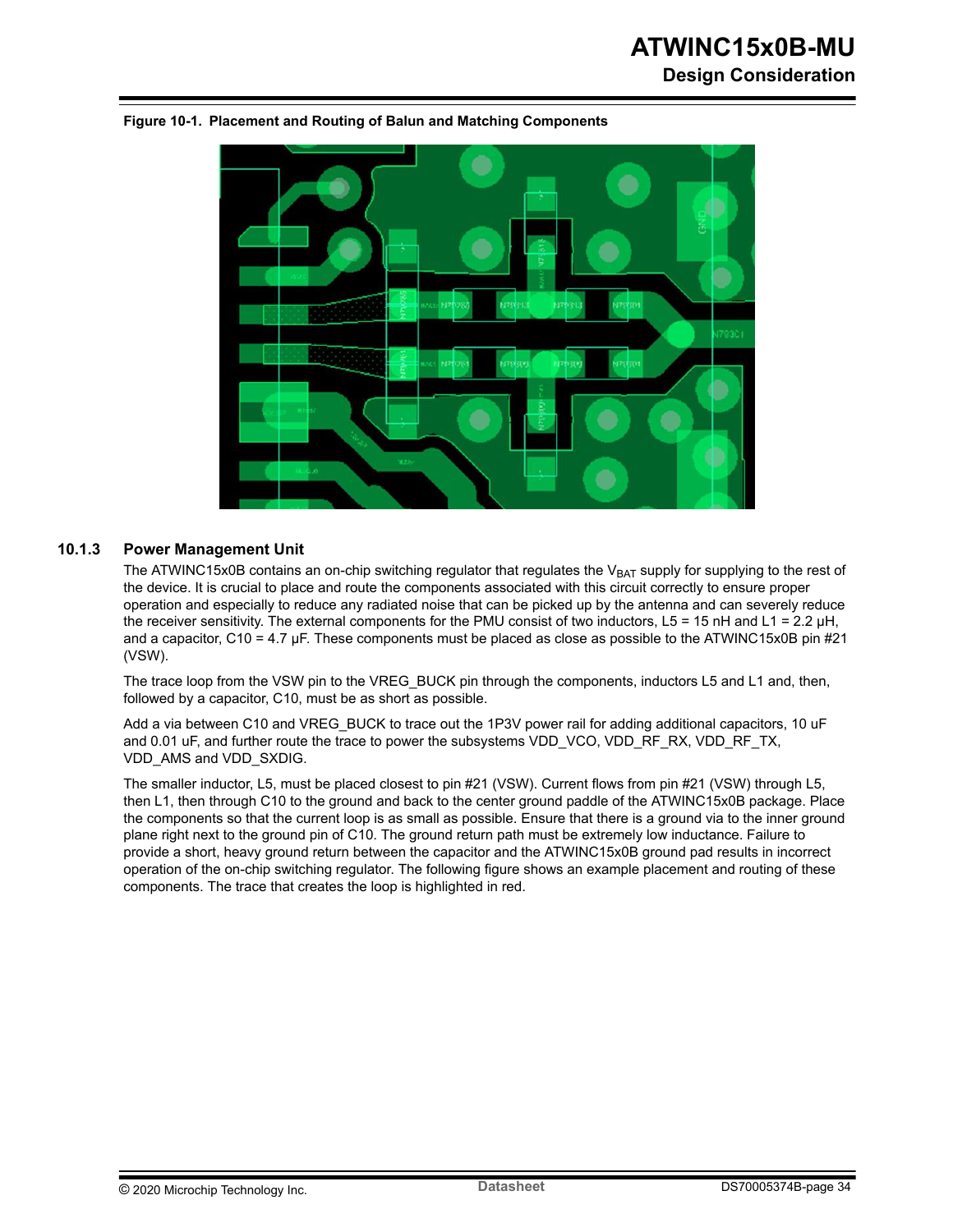**Figure 10-1. Placement and Routing of Balun and Matching Components**

### 10.1.3 Power Management Unit

The ATWINC15x0B contains an on-chip switching regulator that regulates the $V_{BAT}$ supply for supplying to the rest of the device. It is crucial to place and route the components associated with this circuit correctly to ensure proper operation and especially to reduce any radiated noise that can be picked up by the antenna and can severely reduce the receiver sensitivity. The external components for the PMU consist of two inductors, L5 = 15 nH and L1 = 2.2 µH, and a capacitor, C10 = 4.7 µF. These components must be placed as close as possible to the ATWINC15x0B pin #21 (VSW).

The trace loop from the VSW pin to the VREG_BUCK pin through the components, inductors L5 and L1 and, then, followed by a capacitor, C10, must be as short as possible.

Add a via between C10 and VREG_BUCK to trace out the 1P3V power rail for adding additional capacitors, 10 uF and 0.01 uF, and further route the trace to power the subsystems VDD_VCO, VDD_RF_RX, VDD_RF_TX, VDD_AMS and VDD_SXDIG.

The smaller inductor, L5, must be placed closest to pin #21 (VSW). Current flows from pin #21 (VSW) through L5, then L1, then through C10 to the ground and back to the center ground paddle of the ATWINC15x0B package. Place the components so that the current loop is as small as possible. Ensure that there is a ground via to the inner ground plane right next to the ground pin of C10. The ground return path must be extremely low inductance. Failure to provide a short, heavy ground return between the capacitor and the ATWINC15x0B ground pad results in incorrect operation of the on-chip switching regulator. The following figure shows an example placement and routing of these components. The trace that creates the loop is highlighted in red.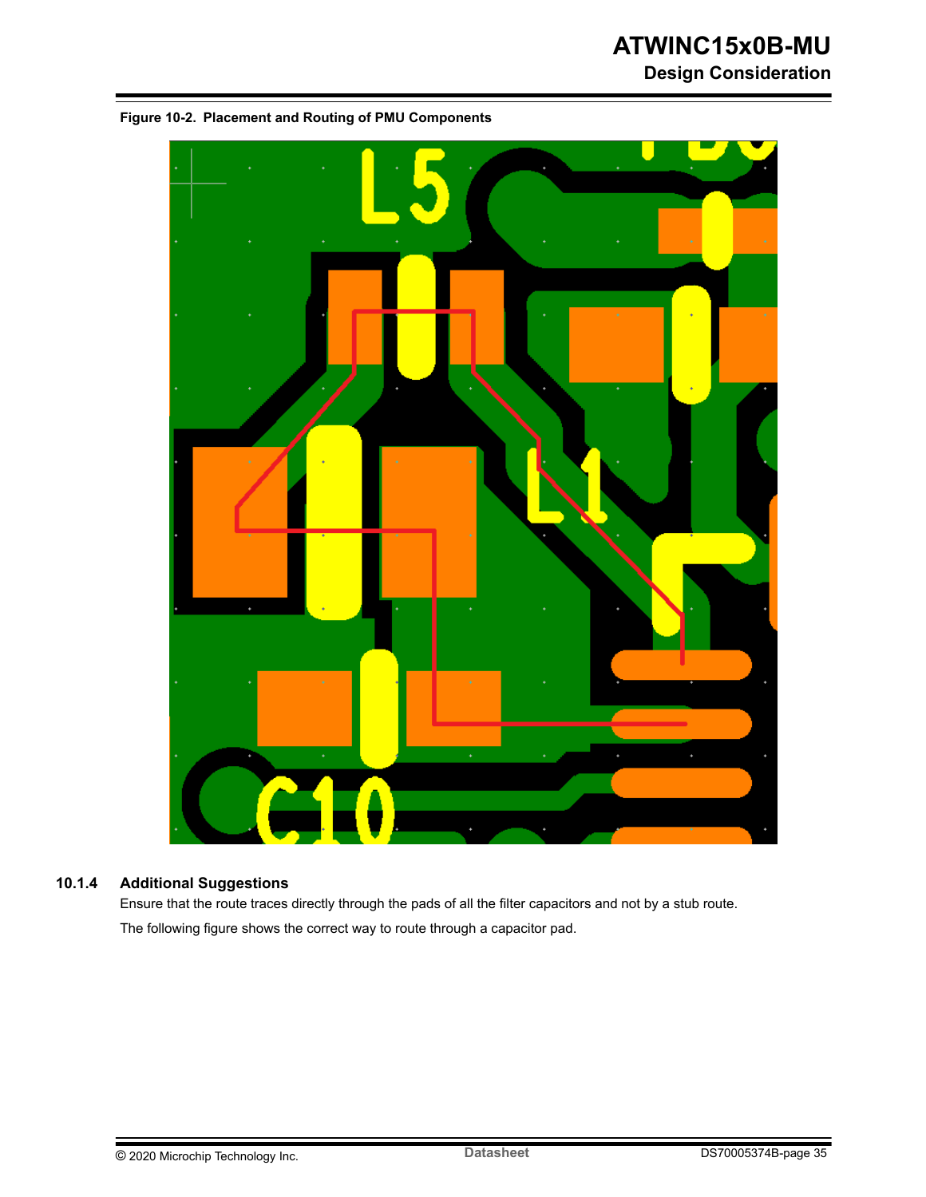Figure 10-2. Placement and Routing of PMU Components

### 10.1.4 Additional Suggestions

Ensure that the route traces directly through the pads of all the filter capacitors and not by a stub route.

The following figure shows the correct way to route through a capacitor pad.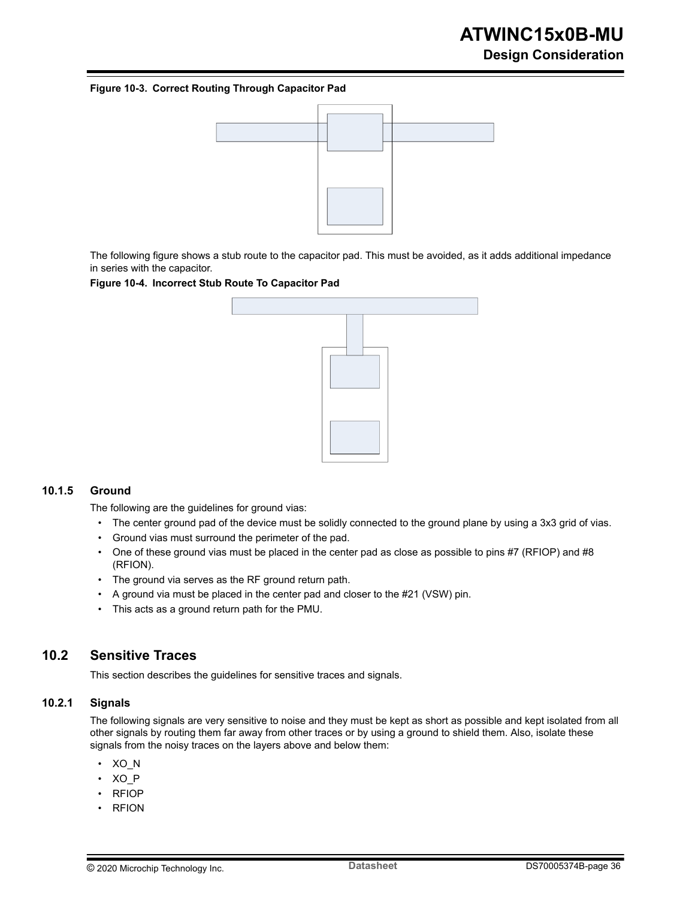**Figure 10-3. Correct Routing Through Capacitor Pad**

The following figure shows a stub route to the capacitor pad. This must be avoided, as it adds additional impedance in series with the capacitor.

**Figure 10-4. Incorrect Stub Route To Capacitor Pad**

### 10.1.5 Ground

The following are the guidelines for ground vias:

- The center ground pad of the device must be solidly connected to the ground plane by using a 3x3 grid of vias.
- Ground vias must surround the perimeter of the pad.
- One of these ground vias must be placed in the center pad as close as possible to pins #7 (RFIOP) and #8 (RFION).
- The ground via serves as the RF ground return path.
- A ground via must be placed in the center pad and closer to the #21 (VSW) pin.
- This acts as a ground return path for the PMU.

## 10.2 Sensitive Traces

This section describes the guidelines for sensitive traces and signals.

### 10.2.1 Signals

The following signals are very sensitive to noise and they must be kept as short as possible and kept isolated from all other signals by routing them far away from other traces or by using a ground to shield them. Also, isolate these signals from the noisy traces on the layers above and below them:

- XO_N
- XO_P
- RFIOP
- RFION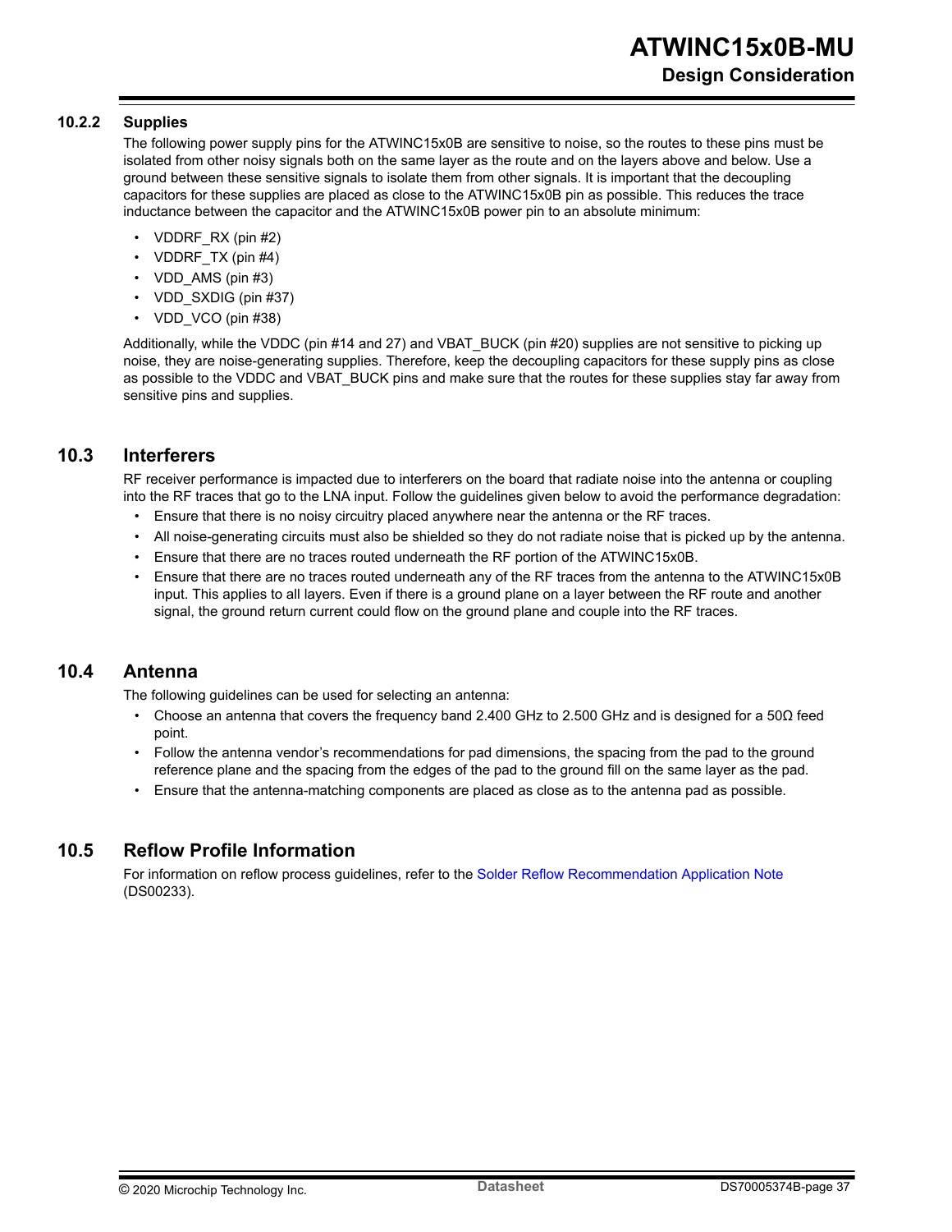### 10.2.2 Supplies

The following power supply pins for the ATWINC15x0B are sensitive to noise, so the routes to these pins must be isolated from other noisy signals both on the same layer as the route and on the layers above and below. Use a ground between these sensitive signals to isolate them from other signals. It is important that the decoupling capacitors for these supplies are placed as close to the ATWINC15x0B pin as possible. This reduces the trace inductance between the capacitor and the ATWINC15x0B power pin to an absolute minimum:

- VDDRF_RX (pin #2)
- VDDRF_TX (pin #4)
- VDD_AMS (pin #3)
- VDD_SXDIG (pin #37)
- VDD_VCO (pin #38)

Additionally, while the VDDC (pin #14 and 27) and VBAT_BUCK (pin #20) supplies are not sensitive to picking up noise, they are noise-generating supplies. Therefore, keep the decoupling capacitors for these supply pins as close as possible to the VDDC and VBAT_BUCK pins and make sure that the routes for these supplies stay far away from sensitive pins and supplies.

## 10.3 Interferers

RF receiver performance is impacted due to interferers on the board that radiate noise into the antenna or coupling into the RF traces that go to the LNA input. Follow the guidelines given below to avoid the performance degradation:

- Ensure that there is no noisy circuitry placed anywhere near the antenna or the RF traces.
- All noise-generating circuits must also be shielded so they do not radiate noise that is picked up by the antenna.
- Ensure that there are no traces routed underneath the RF portion of the ATWINC15x0B.
- Ensure that there are no traces routed underneath any of the RF traces from the antenna to the ATWINC15x0B input. This applies to all layers. Even if there is a ground plane on a layer between the RF route and another signal, the ground return current could flow on the ground plane and couple into the RF traces.

## 10.4 Antenna

The following guidelines can be used for selecting an antenna:

- Choose an antenna that covers the frequency band 2.400 GHz to 2.500 GHz and is designed for a 50Ω feed point.
- Follow the antenna vendor's recommendations for pad dimensions, the spacing from the pad to the ground reference plane and the spacing from the edges of the pad to the ground fill on the same layer as the pad.
- Ensure that the antenna-matching components are placed as close as to the antenna pad as possible.

## 10.5 Reflow Profile Information

For information on reflow process guidelines, refer to the Solder Reflow Recommendation Application Note (DS00233).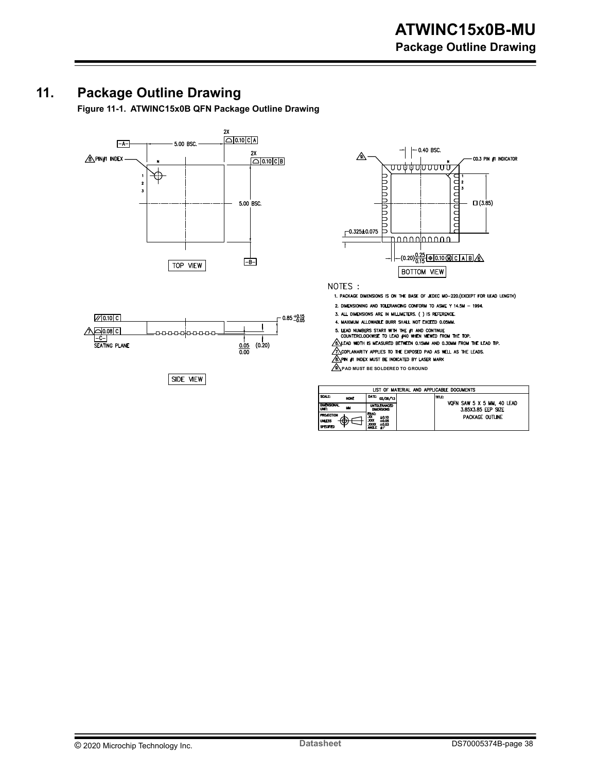# 11. Package Outline Drawing

**Figure 11-1. ATWINC15x0B QFN Package Outline Drawing**

NOTES :

1. PACKAGE DIMENSIONS IS ON THE BASE OF JEDEC MO-220.(EXCEPT FOR LEAD LENGTH)
2. DIMENSIONING AND TOLERANCING CONFORM TO ASME Y 14.5M – 1994.
3. ALL DIMENSIONS ARE IN MILLIMETERS. ( ) IS REFERENCE.
4. MAXIMUM ALLOWABLE BURR SHALL NOT EXCEED 0.05MM.
5. LEAD NUMBERS START WITH THE #1 AND CONTINUE COUNTERCLOCKWISE TO LEAD #40 WHEN VIEWED FROM THE TOP.
6. LEAD WIDTH IS MEASURED BETWEEN 0.15MM AND 0.30MM FROM THE LEAD TIP.
7. COPLANARITY APPLIES TO THE EXPOSED PAD AS WELL AS THE LEADS.
8. PIN #1 INDEX MUST BE INDICATED BY LASER MARK
9. PAD MUST BE SOLDERED TO GROUND

| LIST OF MATERIAL AND APPLICABLE DOCUMENTS | | |
|---|---|---|
| SCALE: NONE | DATE: 02/28/13 | TITLE: VQFN SAW 5 X 5 MM, 40 LEAD 3.85X3.85 EEP SIZE PACKAGE OUTLINE |
| DIMENSIONAL UNIT: MM | UNTOLERANCED DIMENSIONS | |
| PROJECTION UNLESS SPECIFIED | FRAC: .XX ±0.10 .XXX ±0.05 .XXXX ±0.03 ANGLE: ±1° | |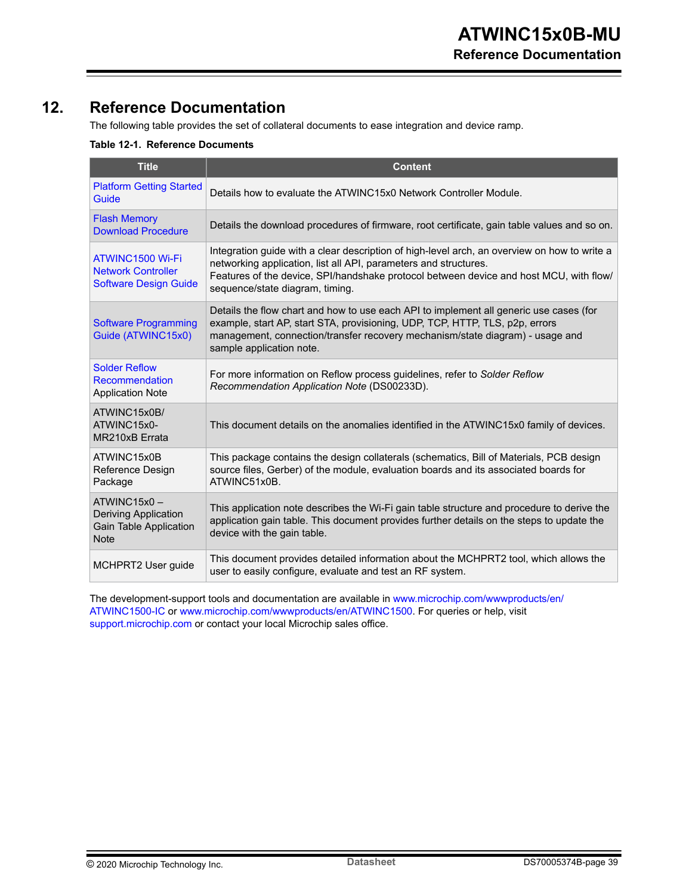## 12. Reference Documentation

The following table provides the set of collateral documents to ease integration and device ramp.

**Table 12-1. Reference Documents**

| Title | Content |
|---|---|
| Platform Getting Started Guide | Details how to evaluate the ATWINC15x0 Network Controller Module. |
| Flash Memory Download Procedure | Details the download procedures of firmware, root certificate, gain table values and so on. |
| ATWINC1500 Wi-Fi Network Controller Software Design Guide | Integration guide with a clear description of high-level arch, an overview on how to write a networking application, list all API, parameters and structures. Features of the device, SPI/handshake protocol between device and host MCU, with flow/ sequence/state diagram, timing. |
| Software Programming Guide (ATWINC15x0) | Details the flow chart and how to use each API to implement all generic use cases (for example, start AP, start STA, provisioning, UDP, TCP, HTTP, TLS, p2p, errors management, connection/transfer recovery mechanism/state diagram) - usage and sample application note. |
| Solder Reflow Recommendation Application Note | For more information on Reflow process guidelines, refer to *Solder Reflow Recommendation Application Note* (DS00233D). |
| ATWINC15x0B/ ATWINC15x0-MR210xB Errata | This document details on the anomalies identified in the ATWINC15x0 family of devices. |
| ATWINC15x0B Reference Design Package | This package contains the design collaterals (schematics, Bill of Materials, PCB design source files, Gerber) of the module, evaluation boards and its associated boards for ATWINC51x0B. |
| ATWINC15x0 – Deriving Application Gain Table Application Note | This application note describes the Wi-Fi gain table structure and procedure to derive the application gain table. This document provides further details on the steps to update the device with the gain table. |
| MCHPRT2 User guide | This document provides detailed information about the MCHPRT2 tool, which allows the user to easily configure, evaluate and test an RF system. |

The development-support tools and documentation are available in www.microchip.com/wwwproducts/en/ATWINC1500-IC or www.microchip.com/wwwproducts/en/ATWINC1500. For queries or help, visit support.microchip.com or contact your local Microchip sales office.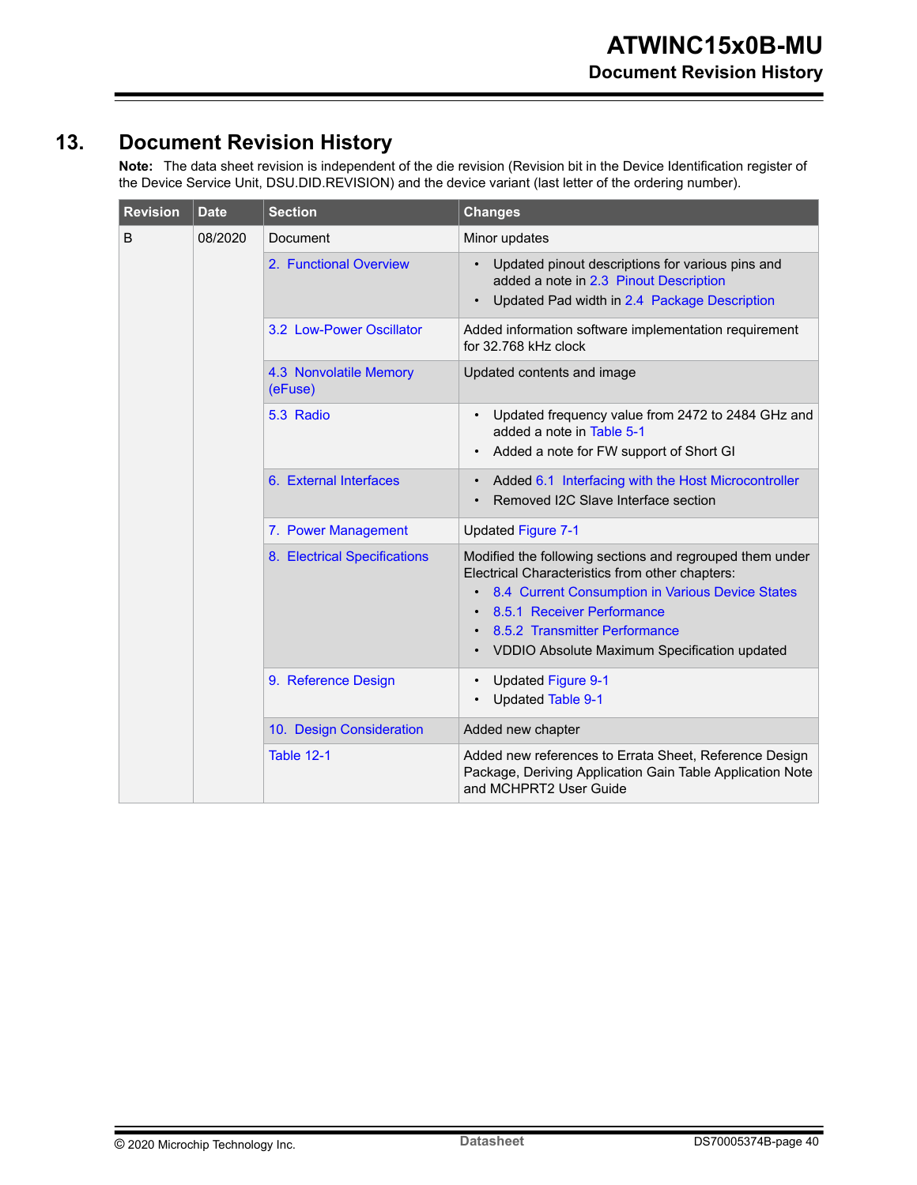# 13. Document Revision History

**Note:** The data sheet revision is independent of the die revision (Revision bit in the Device Identification register of the Device Service Unit, DSU.DID.REVISION) and the device variant (last letter of the ordering number).

| Revision | Date | Section | Changes |
|---|---|---|---|
| B | 08/2020 | Document | Minor updates |
| | | 2. Functional Overview | • Updated pinout descriptions for various pins and added a note in 2.3 Pinout Description<br>• Updated Pad width in 2.4 Package Description |
| | | 3.2 Low-Power Oscillator | Added information software implementation requirement for 32.768 kHz clock |
| | | 4.3 Nonvolatile Memory (eFuse) | Updated contents and image |
| | | 5.3 Radio | • Updated frequency value from 2472 to 2484 GHz and added a note in Table 5-1<br>• Added a note for FW support of Short GI |
| | | 6. External Interfaces | • Added 6.1 Interfacing with the Host Microcontroller<br>• Removed I2C Slave Interface section |
| | | 7. Power Management | Updated Figure 7-1 |
| | | 8. Electrical Specifications | Modified the following sections and regrouped them under Electrical Characteristics from other chapters:<br>• 8.4 Current Consumption in Various Device States<br>• 8.5.1 Receiver Performance<br>• 8.5.2 Transmitter Performance<br>• VDDIO Absolute Maximum Specification updated |
| | | 9. Reference Design | • Updated Figure 9-1<br>• Updated Table 9-1 |
| | | 10. Design Consideration | Added new chapter |
| | | Table 12-1 | Added new references to Errata Sheet, Reference Design Package, Deriving Application Gain Table Application Note and MCHPRT2 User Guide |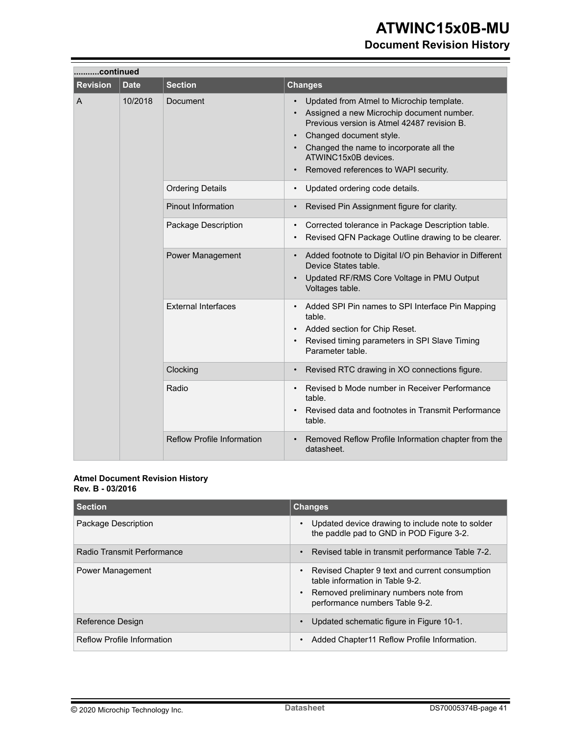| Revision | Date | Section | Changes |
|---|---|---|---|
| A | 10/2018 | Document | • Updated from Atmel to Microchip template.<br>• Assigned a new Microchip document number. Previous version is Atmel 42487 revision B.<br>• Changed document style.<br>• Changed the name to incorporate all the ATWINC15x0B devices.<br>• Removed references to WAPI security. |
| | | Ordering Details | • Updated ordering code details. |
| | | Pinout Information | • Revised Pin Assignment figure for clarity. |
| | | Package Description | • Corrected tolerance in Package Description table.<br>• Revised QFN Package Outline drawing to be clearer. |
| | | Power Management | • Added footnote to Digital I/O pin Behavior in Different Device States table.<br>• Updated RF/RMS Core Voltage in PMU Output Voltages table. |
| | | External Interfaces | • Added SPI Pin names to SPI Interface Pin Mapping table.<br>• Added section for Chip Reset.<br>• Revised timing parameters in SPI Slave Timing Parameter table. |
| | | Clocking | • Revised RTC drawing in XO connections figure. |
| | | Radio | • Revised b Mode number in Receiver Performance table.<br>• Revised data and footnotes in Transmit Performance table. |
| | | Reflow Profile Information | • Removed Reflow Profile Information chapter from the datasheet. |

**Atmel Document Revision History**
**Rev. B - 03/2016**

| Section | Changes |
|---|---|
| Package Description | • Updated device drawing to include note to solder the paddle pad to GND in POD Figure 3-2. |
| Radio Transmit Performance | • Revised table in transmit performance Table 7-2. |
| Power Management | • Revised Chapter 9 text and current consumption table information in Table 9-2.<br>• Removed preliminary numbers note from performance numbers Table 9-2. |
| Reference Design | • Updated schematic figure in Figure 10-1. |
| Reflow Profile Information | • Added Chapter11 Reflow Profile Information. |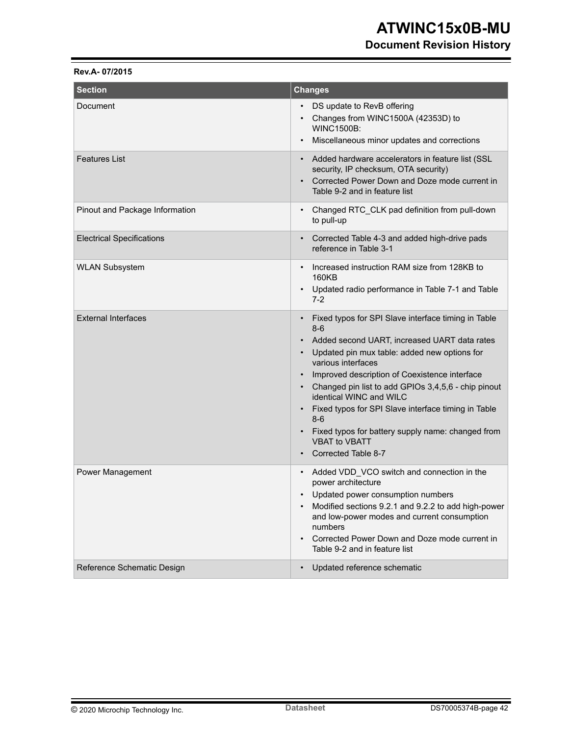**Rev.A- 07/2015**

| Section | Changes |
|---|---|
| Document | • DS update to RevB offering<br>• Changes from WINC1500A (42353D) to WINC1500B:<br>• Miscellaneous minor updates and corrections |
| Features List | • Added hardware accelerators in feature list (SSL security, IP checksum, OTA security)<br>• Corrected Power Down and Doze mode current in Table 9-2 and in feature list |
| Pinout and Package Information | • Changed RTC_CLK pad definition from pull-down to pull-up |
| Electrical Specifications | • Corrected Table 4-3 and added high-drive pads reference in Table 3-1 |
| WLAN Subsystem | • Increased instruction RAM size from 128KB to 160KB<br>• Updated radio performance in Table 7-1 and Table 7-2 |
| External Interfaces | • Fixed typos for SPI Slave interface timing in Table 8-6<br>• Added second UART, increased UART data rates<br>• Updated pin mux table: added new options for various interfaces<br>• Improved description of Coexistence interface<br>• Changed pin list to add GPIOs 3,4,5,6 - chip pinout identical WINC and WILC<br>• Fixed typos for SPI Slave interface timing in Table 8-6<br>• Fixed typos for battery supply name: changed from VBAT to VBATT<br>• Corrected Table 8-7 |
| Power Management | • Added VDD_VCO switch and connection in the power architecture<br>• Updated power consumption numbers<br>• Modified sections 9.2.1 and 9.2.2 to add high-power and low-power modes and current consumption numbers<br>• Corrected Power Down and Doze mode current in Table 9-2 and in feature list |
| Reference Schematic Design | • Updated reference schematic |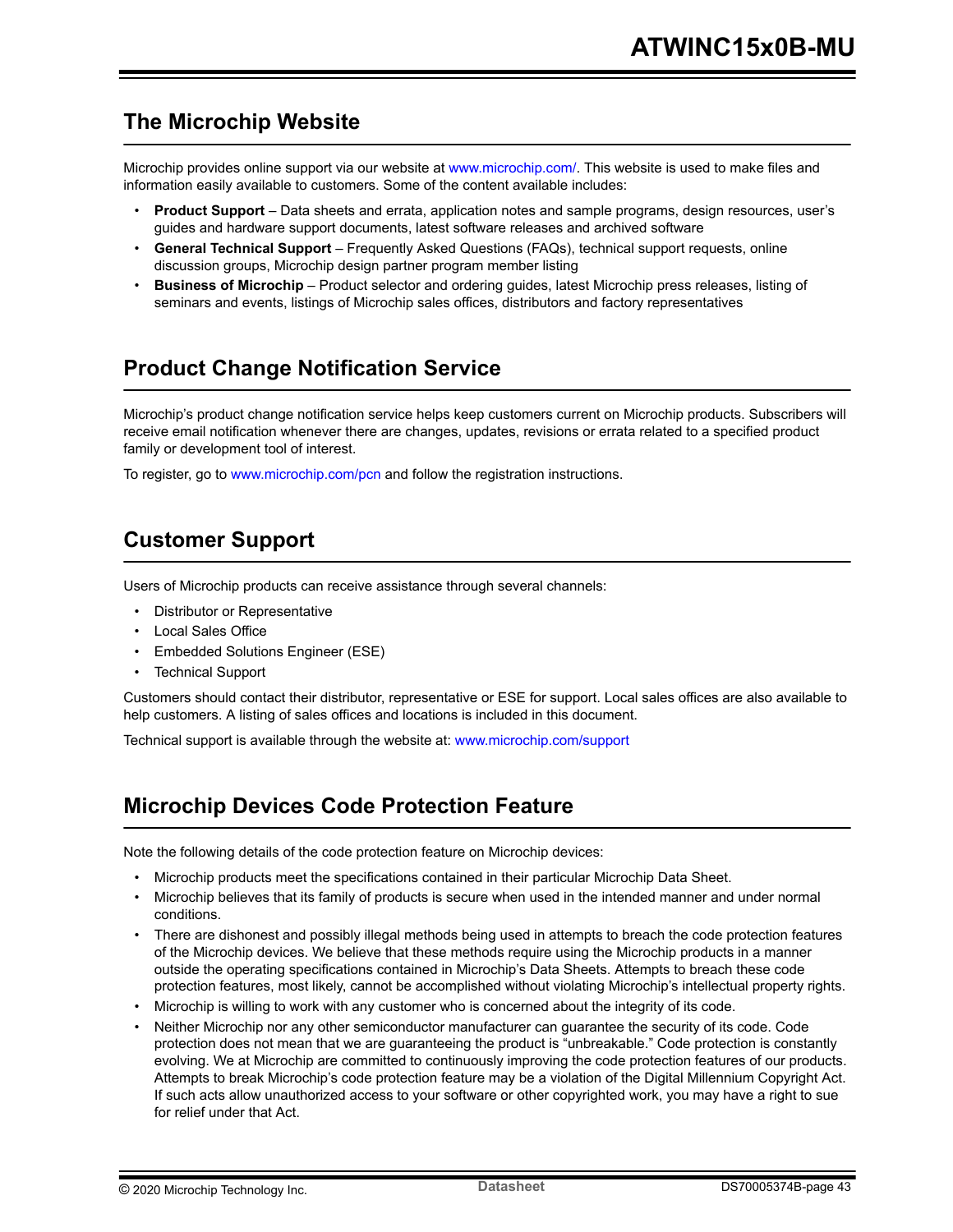## The Microchip Website

Microchip provides online support via our website at www.microchip.com/. This website is used to make files and information easily available to customers. Some of the content available includes:

- **Product Support** – Data sheets and errata, application notes and sample programs, design resources, user's guides and hardware support documents, latest software releases and archived software
- **General Technical Support** – Frequently Asked Questions (FAQs), technical support requests, online discussion groups, Microchip design partner program member listing
- **Business of Microchip** – Product selector and ordering guides, latest Microchip press releases, listing of seminars and events, listings of Microchip sales offices, distributors and factory representatives

## Product Change Notification Service

Microchip's product change notification service helps keep customers current on Microchip products. Subscribers will receive email notification whenever there are changes, updates, revisions or errata related to a specified product family or development tool of interest.

To register, go to www.microchip.com/pcn and follow the registration instructions.

## Customer Support

Users of Microchip products can receive assistance through several channels:

- Distributor or Representative
- Local Sales Office
- Embedded Solutions Engineer (ESE)
- Technical Support

Customers should contact their distributor, representative or ESE for support. Local sales offices are also available to help customers. A listing of sales offices and locations is included in this document.

Technical support is available through the website at: www.microchip.com/support

## Microchip Devices Code Protection Feature

Note the following details of the code protection feature on Microchip devices:

- Microchip products meet the specifications contained in their particular Microchip Data Sheet.
- Microchip believes that its family of products is secure when used in the intended manner and under normal conditions.
- There are dishonest and possibly illegal methods being used in attempts to breach the code protection features of the Microchip devices. We believe that these methods require using the Microchip products in a manner outside the operating specifications contained in Microchip's Data Sheets. Attempts to breach these code protection features, most likely, cannot be accomplished without violating Microchip's intellectual property rights.
- Microchip is willing to work with any customer who is concerned about the integrity of its code.
- Neither Microchip nor any other semiconductor manufacturer can guarantee the security of its code. Code protection does not mean that we are guaranteeing the product is "unbreakable." Code protection is constantly evolving. We at Microchip are committed to continuously improving the code protection features of our products. Attempts to break Microchip's code protection feature may be a violation of the Digital Millennium Copyright Act. If such acts allow unauthorized access to your software or other copyrighted work, you may have a right to sue for relief under that Act.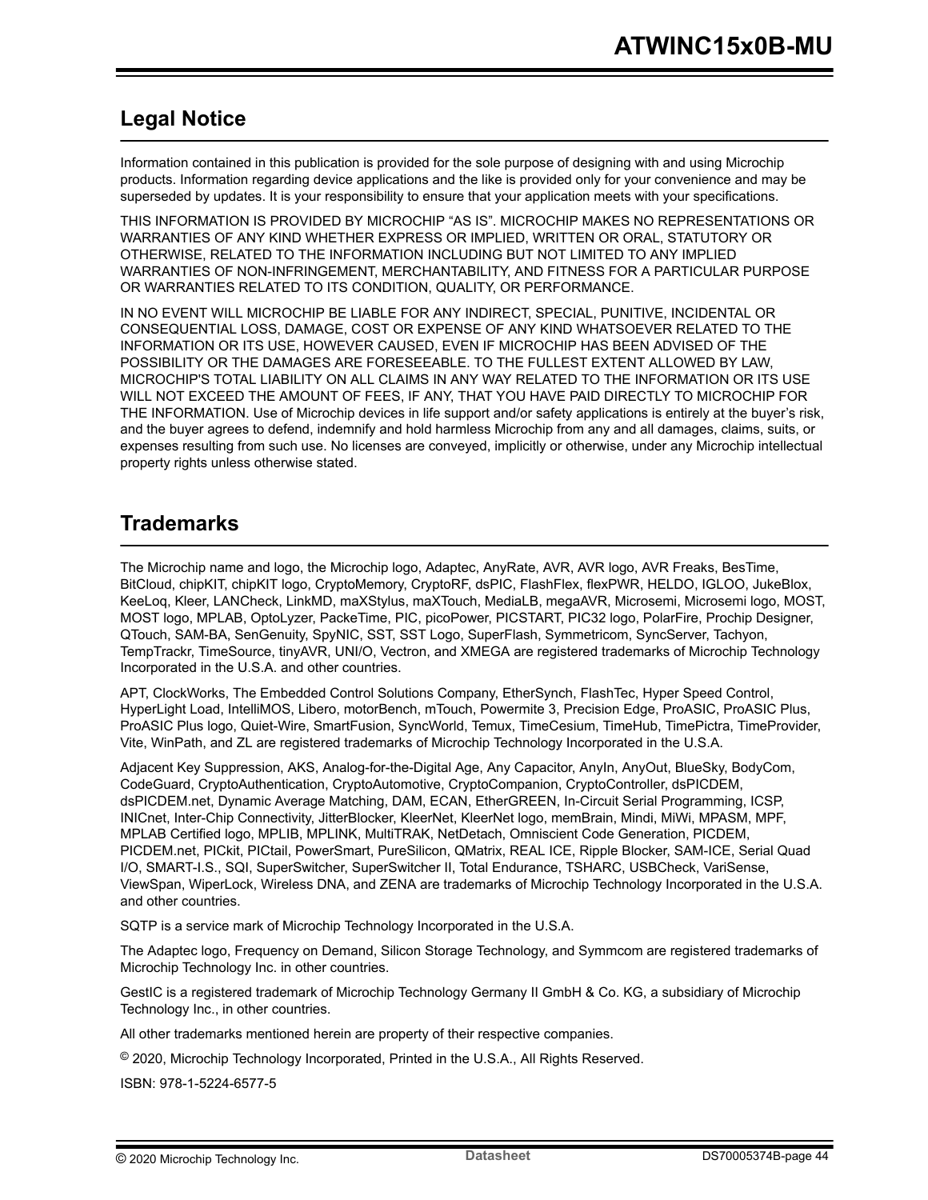## Legal Notice

Information contained in this publication is provided for the sole purpose of designing with and using Microchip products. Information regarding device applications and the like is provided only for your convenience and may be superseded by updates. It is your responsibility to ensure that your application meets with your specifications.

THIS INFORMATION IS PROVIDED BY MICROCHIP "AS IS". MICROCHIP MAKES NO REPRESENTATIONS OR WARRANTIES OF ANY KIND WHETHER EXPRESS OR IMPLIED, WRITTEN OR ORAL, STATUTORY OR OTHERWISE, RELATED TO THE INFORMATION INCLUDING BUT NOT LIMITED TO ANY IMPLIED WARRANTIES OF NON-INFRINGEMENT, MERCHANTABILITY, AND FITNESS FOR A PARTICULAR PURPOSE OR WARRANTIES RELATED TO ITS CONDITION, QUALITY, OR PERFORMANCE.

IN NO EVENT WILL MICROCHIP BE LIABLE FOR ANY INDIRECT, SPECIAL, PUNITIVE, INCIDENTAL OR CONSEQUENTIAL LOSS, DAMAGE, COST OR EXPENSE OF ANY KIND WHATSOEVER RELATED TO THE INFORMATION OR ITS USE, HOWEVER CAUSED, EVEN IF MICROCHIP HAS BEEN ADVISED OF THE POSSIBILITY OR THE DAMAGES ARE FORESEEABLE. TO THE FULLEST EXTENT ALLOWED BY LAW, MICROCHIP'S TOTAL LIABILITY ON ALL CLAIMS IN ANY WAY RELATED TO THE INFORMATION OR ITS USE WILL NOT EXCEED THE AMOUNT OF FEES, IF ANY, THAT YOU HAVE PAID DIRECTLY TO MICROCHIP FOR THE INFORMATION. Use of Microchip devices in life support and/or safety applications is entirely at the buyer's risk, and the buyer agrees to defend, indemnify and hold harmless Microchip from any and all damages, claims, suits, or expenses resulting from such use. No licenses are conveyed, implicitly or otherwise, under any Microchip intellectual property rights unless otherwise stated.

## Trademarks

The Microchip name and logo, the Microchip logo, Adaptec, AnyRate, AVR, AVR logo, AVR Freaks, BesTime, BitCloud, chipKIT, chipKIT logo, CryptoMemory, CryptoRF, dsPIC, FlashFlex, flexPWR, HELDO, IGLOO, JukeBlox, KeeLoq, Kleer, LANCheck, LinkMD, maXStylus, maXTouch, MediaLB, megaAVR, Microsemi, Microsemi logo, MOST, MOST logo, MPLAB, OptoLyzer, PackeTime, PIC, picoPower, PICSTART, PIC32 logo, PolarFire, Prochip Designer, QTouch, SAM-BA, SenGenuity, SpyNIC, SST, SST Logo, SuperFlash, Symmetricom, SyncServer, Tachyon, TempTrackr, TimeSource, tinyAVR, UNI/O, Vectron, and XMEGA are registered trademarks of Microchip Technology Incorporated in the U.S.A. and other countries.

APT, ClockWorks, The Embedded Control Solutions Company, EtherSynch, FlashTec, Hyper Speed Control, HyperLight Load, IntelliMOS, Libero, motorBench, mTouch, Powermite 3, Precision Edge, ProASIC, ProASIC Plus, ProASIC Plus logo, Quiet-Wire, SmartFusion, SyncWorld, Temux, TimeCesium, TimeHub, TimePictra, TimeProvider, Vite, WinPath, and ZL are registered trademarks of Microchip Technology Incorporated in the U.S.A.

Adjacent Key Suppression, AKS, Analog-for-the-Digital Age, Any Capacitor, AnyIn, AnyOut, BlueSky, BodyCom, CodeGuard, CryptoAuthentication, CryptoAutomotive, CryptoCompanion, CryptoController, dsPICDEM, dsPICDEM.net, Dynamic Average Matching, DAM, ECAN, EtherGREEN, In-Circuit Serial Programming, ICSP, INICnet, Inter-Chip Connectivity, JitterBlocker, KleerNet, KleerNet logo, memBrain, Mindi, MiWi, MPASM, MPF, MPLAB Certified logo, MPLIB, MPLINK, MultiTRAK, NetDetach, Omniscient Code Generation, PICDEM, PICDEM.net, PICkit, PICtail, PowerSmart, PureSilicon, QMatrix, REAL ICE, Ripple Blocker, SAM-ICE, Serial Quad I/O, SMART-I.S., SQI, SuperSwitcher, SuperSwitcher II, Total Endurance, TSHARC, USBCheck, VariSense, ViewSpan, WiperLock, Wireless DNA, and ZENA are trademarks of Microchip Technology Incorporated in the U.S.A. and other countries.

SQTP is a service mark of Microchip Technology Incorporated in the U.S.A.

The Adaptec logo, Frequency on Demand, Silicon Storage Technology, and Symmcom are registered trademarks of Microchip Technology Inc. in other countries.

GestIC is a registered trademark of Microchip Technology Germany II GmbH & Co. KG, a subsidiary of Microchip Technology Inc., in other countries.

All other trademarks mentioned herein are property of their respective companies.

© 2020, Microchip Technology Incorporated, Printed in the U.S.A., All Rights Reserved.

ISBN: 978-1-5224-6577-5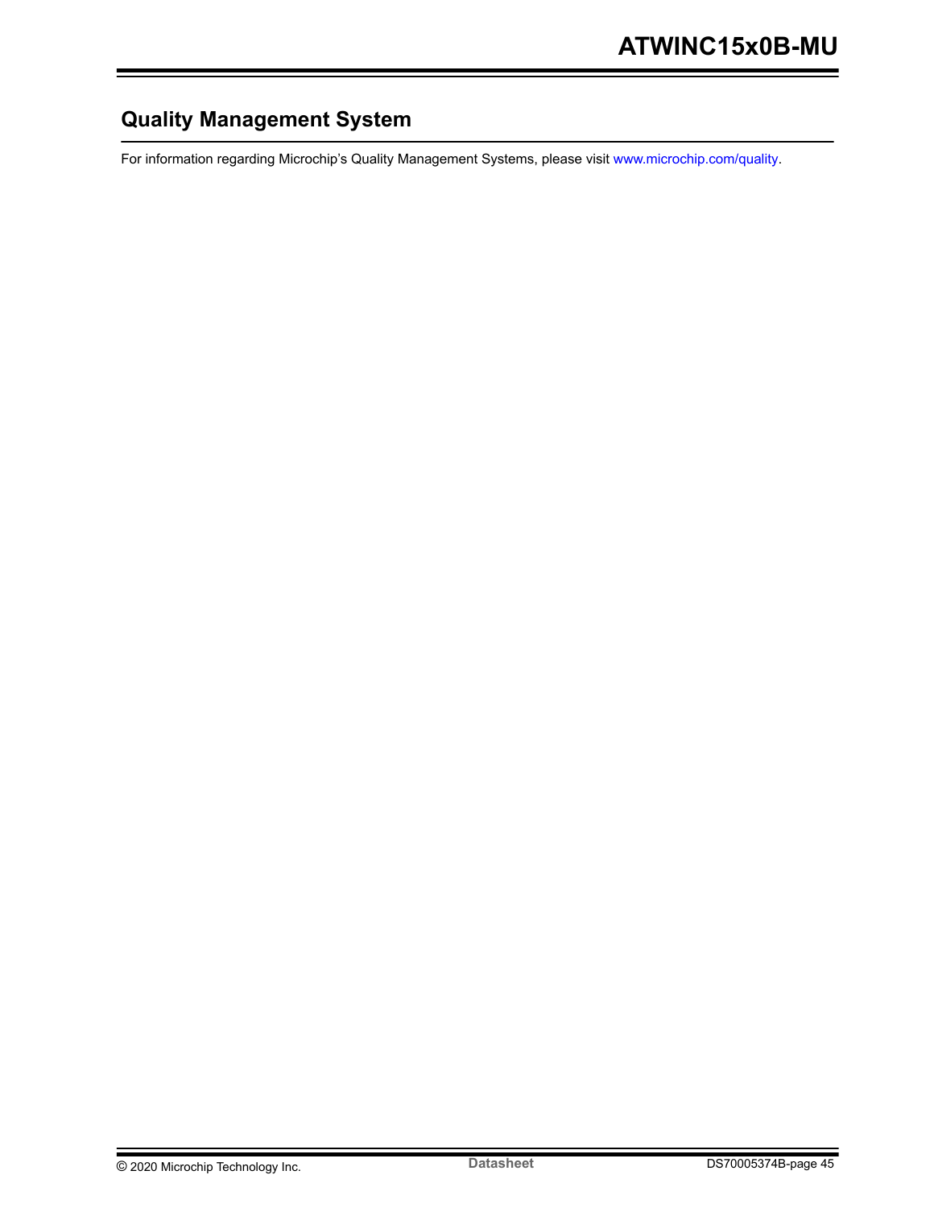# Quality Management System

For information regarding Microchip's Quality Management Systems, please visit www.microchip.com/quality.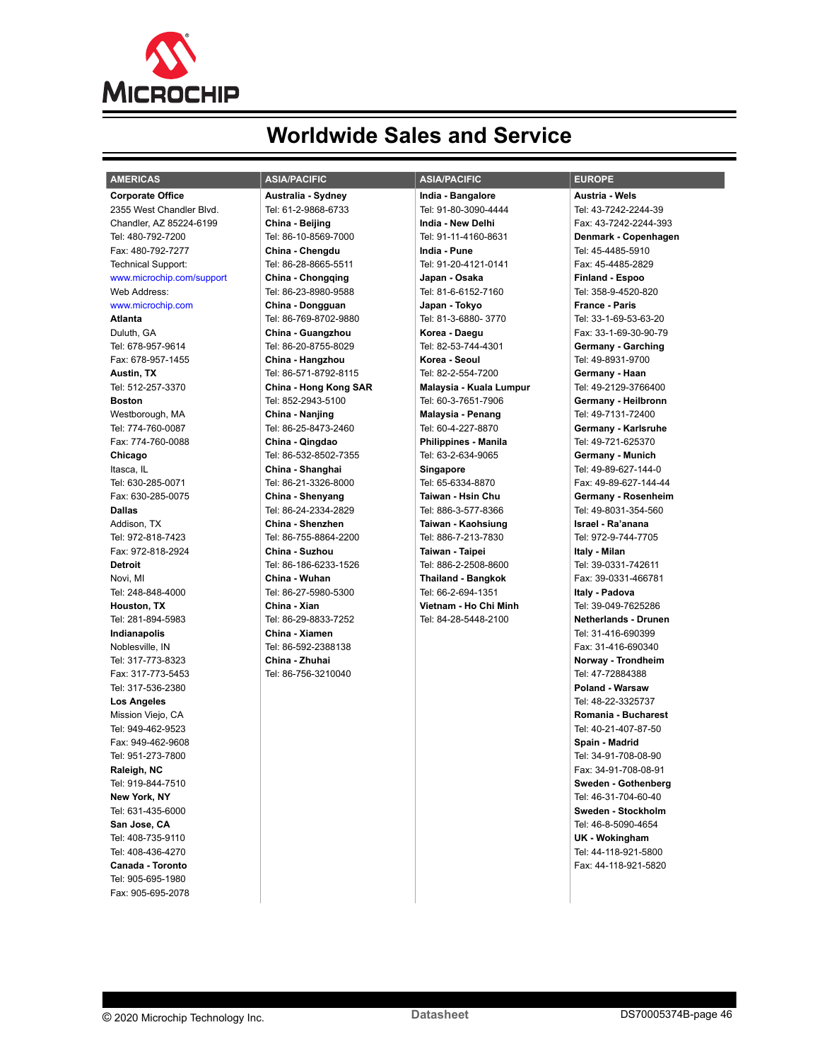# Worldwide Sales and Service

## AMERICAS

**Corporate Office**
2355 West Chandler Blvd.
Chandler, AZ 85224-6199
Tel: 480-792-7200
Fax: 480-792-7277
Technical Support:
www.microchip.com/support
Web Address:
www.microchip.com

**Atlanta**
Duluth, GA
Tel: 678-957-9614
Fax: 678-957-1455

**Austin, TX**
Tel: 512-257-3370

**Boston**
Westborough, MA
Tel: 774-760-0087
Fax: 774-760-0088

**Chicago**
Itasca, IL
Tel: 630-285-0071
Fax: 630-285-0075

**Dallas**
Addison, TX
Tel: 972-818-7423
Fax: 972-818-2924

**Detroit**
Novi, MI
Tel: 248-848-4000

**Houston, TX**
Tel: 281-894-5983

**Indianapolis**
Noblesville, IN
Tel: 317-773-8323
Fax: 317-773-5453
Tel: 317-536-2380

**Los Angeles**
Mission Viejo, CA
Tel: 949-462-9523
Fax: 949-462-9608
Tel: 951-273-7800

**Raleigh, NC**
Tel: 919-844-7510

**New York, NY**
Tel: 631-435-6000

**San Jose, CA**
Tel: 408-735-9110
Tel: 408-436-4270

**Canada - Toronto**
Tel: 905-695-1980
Fax: 905-695-2078

## ASIA/PACIFIC

**Australia - Sydney**
Tel: 61-2-9868-6733

**China - Beijing**
Tel: 86-10-8569-7000

**China - Chengdu**
Tel: 86-28-8665-5511

**China - Chongqing**
Tel: 86-23-8980-9588

**China - Dongguan**
Tel: 86-769-8702-9880

**China - Guangzhou**
Tel: 86-20-8755-8029

**China - Hangzhou**
Tel: 86-571-8792-8115

**China - Hong Kong SAR**
Tel: 852-2943-5100

**China - Nanjing**
Tel: 86-25-8473-2460

**China - Qingdao**
Tel: 86-532-8502-7355

**China - Shanghai**
Tel: 86-21-3326-8000

**China - Shenyang**
Tel: 86-24-2334-2829

**China - Shenzhen**
Tel: 86-755-8864-2200

**China - Suzhou**
Tel: 86-186-6233-1526

**China - Wuhan**
Tel: 86-27-5980-5300

**China - Xian**
Tel: 86-29-8833-7252

**China - Xiamen**
Tel: 86-592-2388138

**China - Zhuhai**
Tel: 86-756-3210040

## ASIA/PACIFIC

**India - Bangalore**
Tel: 91-80-3090-4444

**India - New Delhi**
Tel: 91-11-4160-8631

**India - Pune**
Tel: 91-20-4121-0141

**Japan - Osaka**
Tel: 81-6-6152-7160

**Japan - Tokyo**
Tel: 81-3-6880- 3770

**Korea - Daegu**
Tel: 82-53-744-4301

**Korea - Seoul**
Tel: 82-2-554-7200

**Malaysia - Kuala Lumpur**
Tel: 60-3-7651-7906

**Malaysia - Penang**
Tel: 60-4-227-8870

**Philippines - Manila**
Tel: 63-2-634-9065

**Singapore**
Tel: 65-6334-8870

**Taiwan - Hsin Chu**
Tel: 886-3-577-8366

**Taiwan - Kaohsiung**
Tel: 886-7-213-7830

**Taiwan - Taipei**
Tel: 886-2-2508-8600

**Thailand - Bangkok**
Tel: 66-2-694-1351

**Vietnam - Ho Chi Minh**
Tel: 84-28-5448-2100

## EUROPE

**Austria - Wels**
Tel: 43-7242-2244-39
Fax: 43-7242-2244-393

**Denmark - Copenhagen**
Tel: 45-4485-5910
Fax: 45-4485-2829

**Finland - Espoo**
Tel: 358-9-4520-820

**France - Paris**
Tel: 33-1-69-53-63-20
Fax: 33-1-69-30-90-79

**Germany - Garching**
Tel: 49-8931-9700

**Germany - Haan**
Tel: 49-2129-3766400

**Germany - Heilbronn**
Tel: 49-7131-72400

**Germany - Karlsruhe**
Tel: 49-721-625370

**Germany - Munich**
Tel: 49-89-627-144-0
Fax: 49-89-627-144-44

**Germany - Rosenheim**
Tel: 49-8031-354-560

**Israel - Ra'anana**
Tel: 972-9-744-7705

**Italy - Milan**
Tel: 39-0331-742611
Fax: 39-0331-466781

**Italy - Padova**
Tel: 39-049-7625286

**Netherlands - Drunen**
Tel: 31-416-690399
Fax: 31-416-690340

**Norway - Trondheim**
Tel: 47-72884388

**Poland - Warsaw**
Tel: 48-22-3325737

**Romania - Bucharest**
Tel: 40-21-407-87-50

**Spain - Madrid**
Tel: 34-91-708-08-90
Fax: 34-91-708-08-91

**Sweden - Gothenberg**
Tel: 46-31-704-60-40

**Sweden - Stockholm**
Tel: 46-8-5090-4654

**UK - Wokingham**
Tel: 44-118-921-5800
Fax: 44-118-921-5820